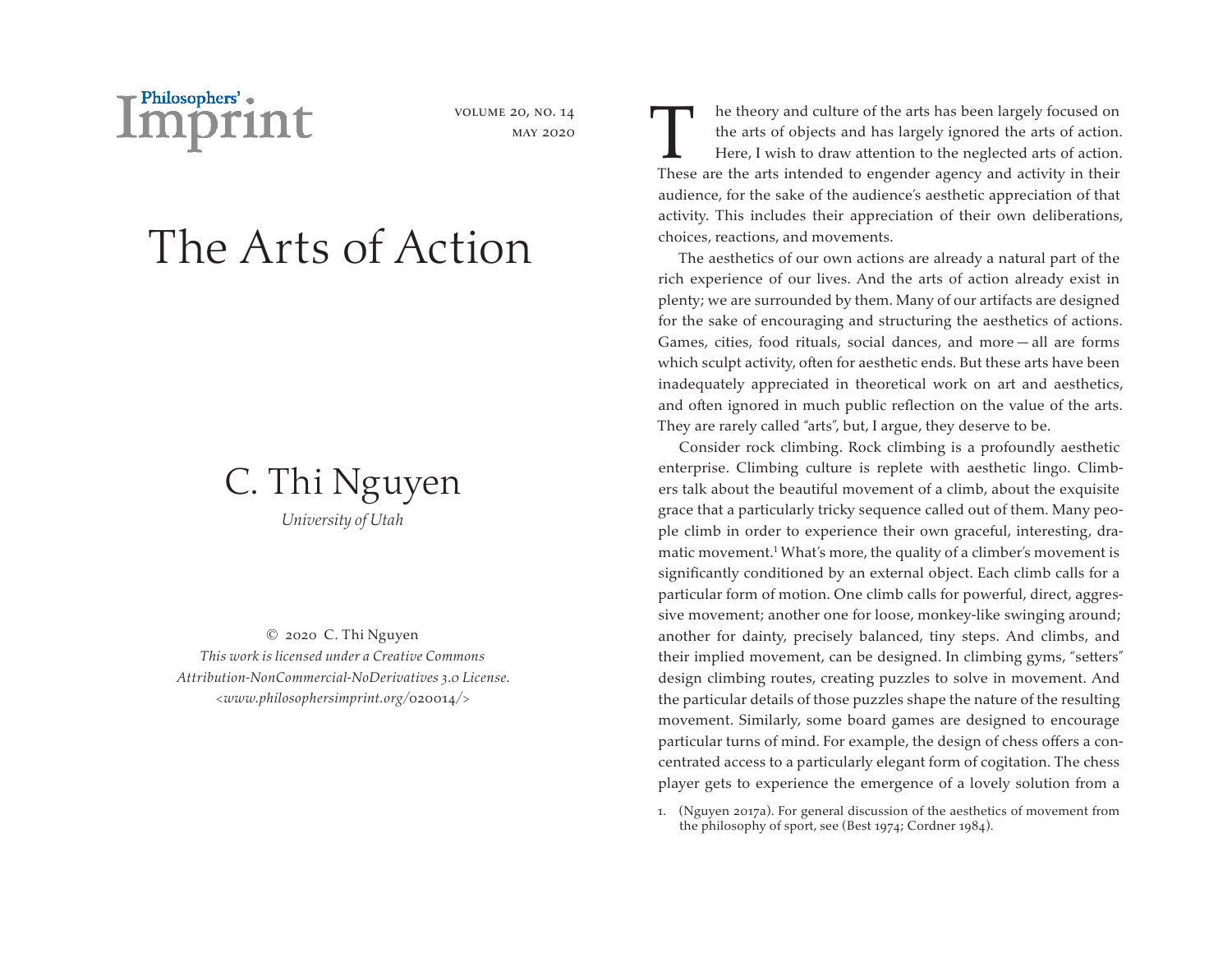# The Arts of Action

C. Thi Nguyen

*University of Utah*

© 2020 C. Thi Nguyen
*This work is licensed under a Creative Commons Attribution-NonCommercial-NoDerivatives 3.0 License.* *<www.philosophersimprint.org/020014/>*

The theory and culture of the arts has been largely focused on the arts of objects and has largely ignored the arts of action. Here, I wish to draw attention to the neglected arts of action. These are the arts intended to engender agency and activity in their audience, for the sake of the audience's aesthetic appreciation of that activity. This includes their appreciation of their own deliberations, choices, reactions, and movements.

The aesthetics of our own actions are already a natural part of the rich experience of our lives. And the arts of action already exist in plenty; we are surrounded by them. Many of our artifacts are designed for the sake of encouraging and structuring the aesthetics of actions. Games, cities, food rituals, social dances, and more — all are forms which sculpt activity, often for aesthetic ends. But these arts have been inadequately appreciated in theoretical work on art and aesthetics, and often ignored in much public reflection on the value of the arts. They are rarely called "arts", but, I argue, they deserve to be.

Consider rock climbing. Rock climbing is a profoundly aesthetic enterprise. Climbing culture is replete with aesthetic lingo. Climbers talk about the beautiful movement of a climb, about the exquisite grace that a particularly tricky sequence called out of them. Many people climb in order to experience their own graceful, interesting, dramatic movement.[1] What's more, the quality of a climber's movement is significantly conditioned by an external object. Each climb calls for a particular form of motion. One climb calls for powerful, direct, aggressive movement; another one for loose, monkey-like swinging around; another for dainty, precisely balanced, tiny steps. And climbs, and their implied movement, can be designed. In climbing gyms, "setters" design climbing routes, creating puzzles to solve in movement. And the particular details of those puzzles shape the nature of the resulting movement. Similarly, some board games are designed to encourage particular turns of mind. For example, the design of chess offers a concentrated access to a particularly elegant form of cogitation. The chess player gets to experience the emergence of a lovely solution from a

1. (Nguyen 2017a). For general discussion of the aesthetics of movement from the philosophy of sport, see (Best 1974; Cordner 1984).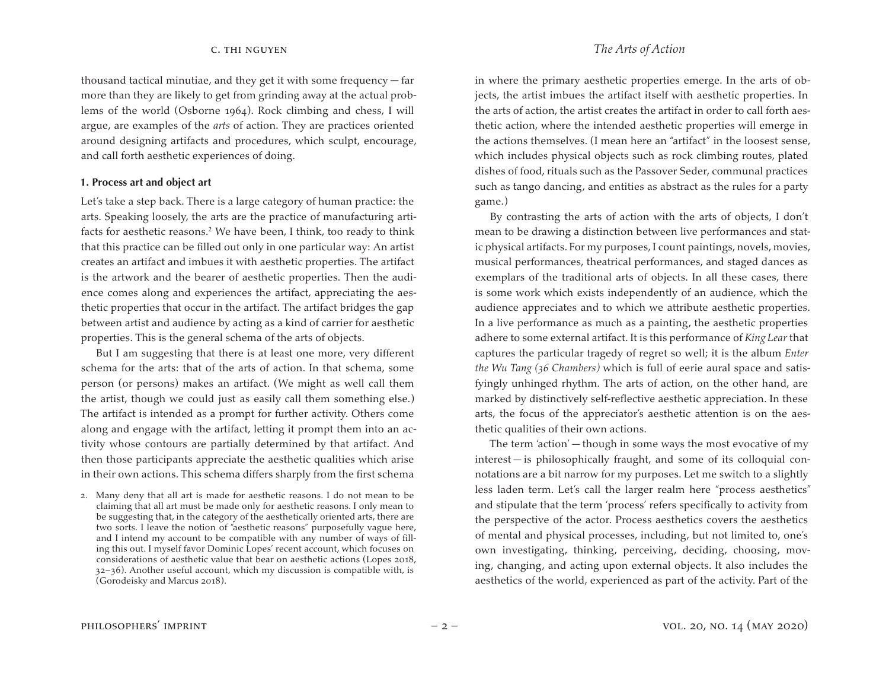thousand tactical minutiae, and they get it with some frequency — far more than they are likely to get from grinding away at the actual problems of the world (Osborne 1964). Rock climbing and chess, I will argue, are examples of the *arts* of action. They are practices oriented around designing artifacts and procedures, which sculpt, encourage, and call forth aesthetic experiences of doing.

### 1. Process art and object art

Let's take a step back. There is a large category of human practice: the arts. Speaking loosely, the arts are the practice of manufacturing artifacts for aesthetic reasons.[2] We have been, I think, too ready to think that this practice can be filled out only in one particular way: An artist creates an artifact and imbues it with aesthetic properties. The artifact is the artwork and the bearer of aesthetic properties. Then the audience comes along and experiences the artifact, appreciating the aesthetic properties that occur in the artifact. The artifact bridges the gap between artist and audience by acting as a kind of carrier for aesthetic properties. This is the general schema of the arts of objects.

But I am suggesting that there is at least one more, very different schema for the arts: that of the arts of action. In that schema, some person (or persons) makes an artifact. (We might as well call them the artist, though we could just as easily call them something else.) The artifact is intended as a prompt for further activity. Others come along and engage with the artifact, letting it prompt them into an activity whose contours are partially determined by that artifact. And then those participants appreciate the aesthetic qualities which arise in their own actions. This schema differs sharply from the first schema in where the primary aesthetic properties emerge. In the arts of objects, the artist imbues the artifact itself with aesthetic properties. In the arts of action, the artist creates the artifact in order to call forth aesthetic action, where the intended aesthetic properties will emerge in the actions themselves. (I mean here an "artifact" in the loosest sense, which includes physical objects such as rock climbing routes, plated dishes of food, rituals such as the Passover Seder, communal practices such as tango dancing, and entities as abstract as the rules for a party game.)

By contrasting the arts of action with the arts of objects, I don't mean to be drawing a distinction between live performances and static physical artifacts. For my purposes, I count paintings, novels, movies, musical performances, theatrical performances, and staged dances as exemplars of the traditional arts of objects. In all these cases, there is some work which exists independently of an audience, which the audience appreciates and to which we attribute aesthetic properties. In a live performance as much as a painting, the aesthetic properties adhere to some external artifact. It is this performance of *King Lear* that captures the particular tragedy of regret so well; it is the album *Enter the Wu Tang (36 Chambers)* which is full of eerie aural space and satisfyingly unhinged rhythm. The arts of action, on the other hand, are marked by distinctively self-reflective aesthetic appreciation. In these arts, the focus of the appreciator's aesthetic attention is on the aesthetic qualities of their own actions.

The term 'action' — though in some ways the most evocative of my interest — is philosophically fraught, and some of its colloquial connotations are a bit narrow for my purposes. Let me switch to a slightly less laden term. Let's call the larger realm here "process aesthetics" and stipulate that the term 'process' refers specifically to activity from the perspective of the actor. Process aesthetics covers the aesthetics of mental and physical processes, including, but not limited to, one's own investigating, thinking, perceiving, deciding, choosing, moving, changing, and acting upon external objects. It also includes the aesthetics of the world, experienced as part of the activity. Part of the

2. Many deny that all art is made for aesthetic reasons. I do not mean to be claiming that all art must be made only for aesthetic reasons. I only mean to be suggesting that, in the category of the aesthetically oriented arts, there are two sorts. I leave the notion of "aesthetic reasons" purposefully vague here, and I intend my account to be compatible with any number of ways of filling this out. I myself favor Dominic Lopes' recent account, which focuses on considerations of aesthetic value that bear on aesthetic actions (Lopes 2018, 32–36). Another useful account, which my discussion is compatible with, is (Gorodeisky and Marcus 2018).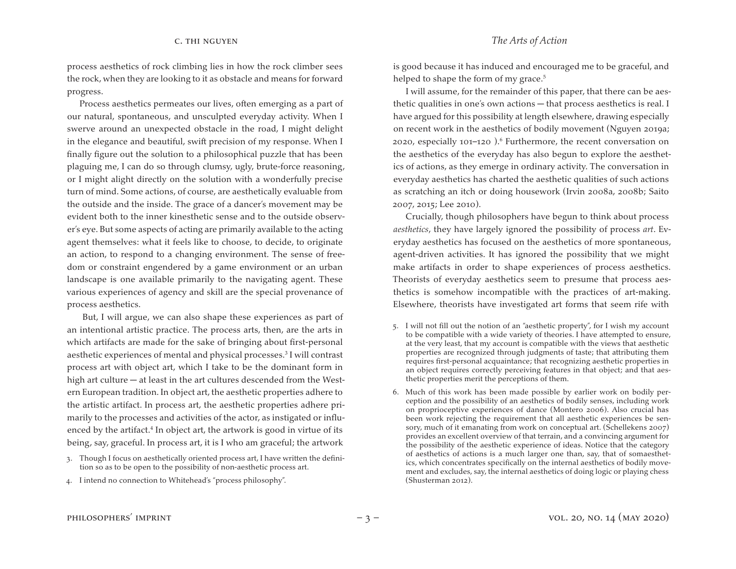process aesthetics of rock climbing lies in how the rock climber sees the rock, when they are looking to it as obstacle and means for forward progress.

Process aesthetics permeates our lives, often emerging as a part of our natural, spontaneous, and unsculpted everyday activity. When I swerve around an unexpected obstacle in the road, I might delight in the elegance and beautiful, swift precision of my response. When I finally figure out the solution to a philosophical puzzle that has been plaguing me, I can do so through clumsy, ugly, brute-force reasoning, or I might alight directly on the solution with a wonderfully precise turn of mind. Some actions, of course, are aesthetically evaluable from the outside and the inside. The grace of a dancer's movement may be evident both to the inner kinesthetic sense and to the outside observer's eye. But some aspects of acting are primarily available to the acting agent themselves: what it feels like to choose, to decide, to originate an action, to respond to a changing environment. The sense of freedom or constraint engendered by a game environment or an urban landscape is one available primarily to the navigating agent. These various experiences of agency and skill are the special provenance of process aesthetics.

But, I will argue, we can also shape these experiences as part of an intentional artistic practice. The process arts, then, are the arts in which artifacts are made for the sake of bringing about first-personal aesthetic experiences of mental and physical processes.[3] I will contrast process art with object art, which I take to be the dominant form in high art culture — at least in the art cultures descended from the Western European tradition. In object art, the aesthetic properties adhere to the artistic artifact. In process art, the aesthetic properties adhere primarily to the processes and activities of the actor, as instigated or influenced by the artifact.[4] In object art, the artwork is good in virtue of its being, say, graceful. In process art, it is I who am graceful; the artwork is good because it has induced and encouraged me to be graceful, and helped to shape the form of my grace.[5]

I will assume, for the remainder of this paper, that there can be aesthetic qualities in one's own actions — that process aesthetics is real. I have argued for this possibility at length elsewhere, drawing especially on recent work in the aesthetics of bodily movement (Nguyen 2019a; 2020, especially 101–120 ).[6] Furthermore, the recent conversation on the aesthetics of the everyday has also begun to explore the aesthetics of actions, as they emerge in ordinary activity. The conversation in everyday aesthetics has charted the aesthetic qualities of such actions as scratching an itch or doing housework (Irvin 2008a, 2008b; Saito 2007, 2015; Lee 2010).

Crucially, though philosophers have begun to think about process *aesthetics*, they have largely ignored the possibility of process *art*. Everyday aesthetics has focused on the aesthetics of more spontaneous, agent-driven activities. It has ignored the possibility that we might make artifacts in order to shape experiences of process aesthetics. Theorists of everyday aesthetics seem to presume that process aesthetics is somehow incompatible with the practices of art-making. Elsewhere, theorists have investigated art forms that seem rife with

3. Though I focus on aesthetically oriented process art, I have written the definition so as to be open to the possibility of non-aesthetic process art.

4. I intend no connection to Whitehead's "process philosophy".

5. I will not fill out the notion of an "aesthetic property", for I wish my account to be compatible with a wide variety of theories. I have attempted to ensure, at the very least, that my account is compatible with the views that aesthetic properties are recognized through judgments of taste; that attributing them requires first-personal acquaintance; that recognizing aesthetic properties in an object requires correctly perceiving features in that object; and that aesthetic properties merit the perceptions of them.

6. Much of this work has been made possible by earlier work on bodily perception and the possibility of an aesthetics of bodily senses, including work on proprioceptive experiences of dance (Montero 2006). Also crucial has been work rejecting the requirement that all aesthetic experiences be sensory, much of it emanating from work on conceptual art. (Schellekens 2007) provides an excellent overview of that terrain, and a convincing argument for the possibility of the aesthetic experience of ideas. Notice that the category of aesthetics of actions is a much larger one than, say, that of somaesthetics, which concentrates specifically on the internal aesthetics of bodily movement and excludes, say, the internal aesthetics of doing logic or playing chess (Shusterman 2012).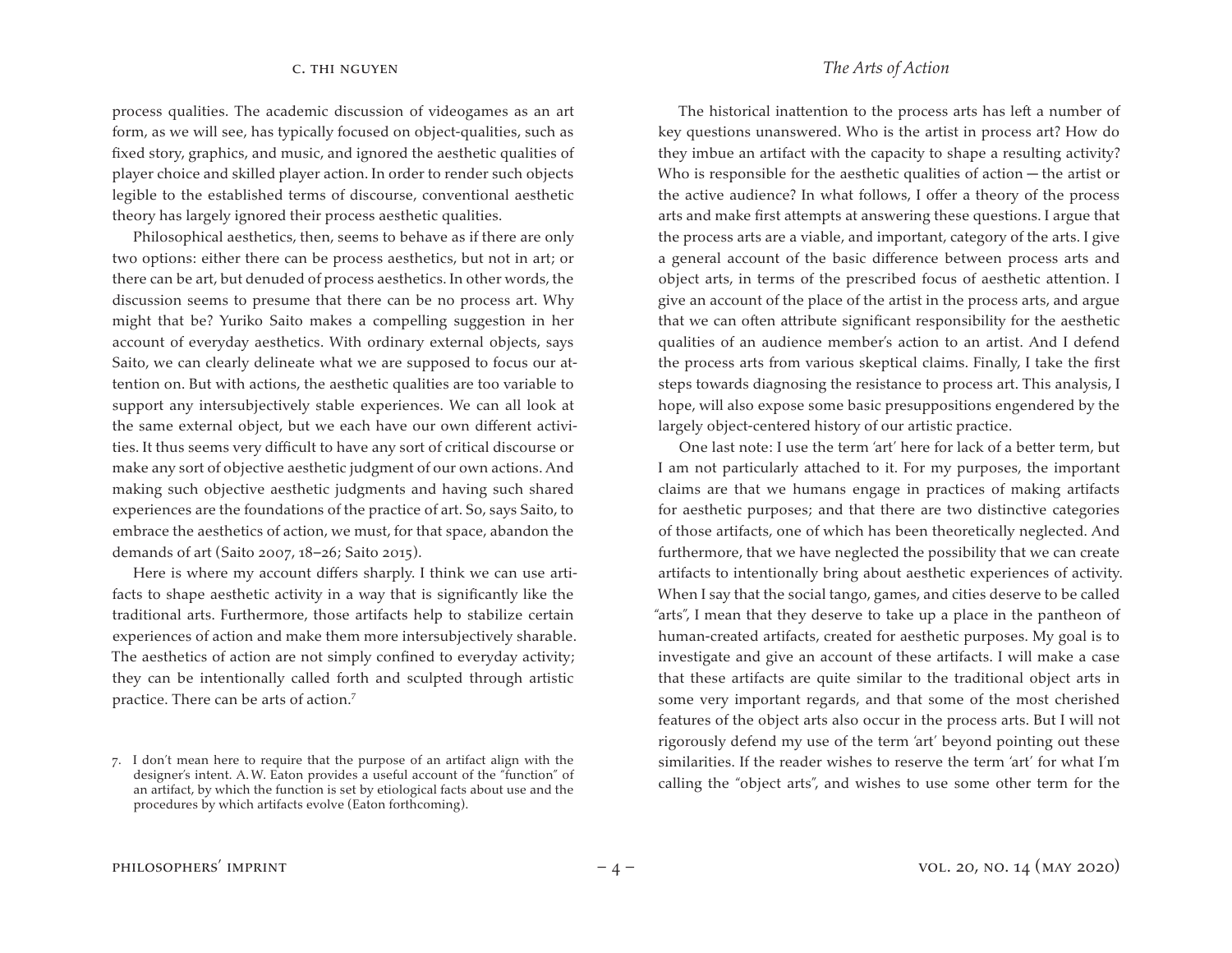process qualities. The academic discussion of videogames as an art form, as we will see, has typically focused on object-qualities, such as fixed story, graphics, and music, and ignored the aesthetic qualities of player choice and skilled player action. In order to render such objects legible to the established terms of discourse, conventional aesthetic theory has largely ignored their process aesthetic qualities.

Philosophical aesthetics, then, seems to behave as if there are only two options: either there can be process aesthetics, but not in art; or there can be art, but denuded of process aesthetics. In other words, the discussion seems to presume that there can be no process art. Why might that be? Yuriko Saito makes a compelling suggestion in her account of everyday aesthetics. With ordinary external objects, says Saito, we can clearly delineate what we are supposed to focus our attention on. But with actions, the aesthetic qualities are too variable to support any intersubjectively stable experiences. We can all look at the same external object, but we each have our own different activities. It thus seems very difficult to have any sort of critical discourse or make any sort of objective aesthetic judgment of our own actions. And making such objective aesthetic judgments and having such shared experiences are the foundations of the practice of art. So, says Saito, to embrace the aesthetics of action, we must, for that space, abandon the demands of art (Saito 2007, 18–26; Saito 2015).

Here is where my account differs sharply. I think we can use artifacts to shape aesthetic activity in a way that is significantly like the traditional arts. Furthermore, those artifacts help to stabilize certain experiences of action and make them more intersubjectively sharable. The aesthetics of action are not simply confined to everyday activity; they can be intentionally called forth and sculpted through artistic practice. There can be arts of action.[7]

The historical inattention to the process arts has left a number of key questions unanswered. Who is the artist in process art? How do they imbue an artifact with the capacity to shape a resulting activity? Who is responsible for the aesthetic qualities of action — the artist or the active audience? In what follows, I offer a theory of the process arts and make first attempts at answering these questions. I argue that the process arts are a viable, and important, category of the arts. I give a general account of the basic difference between process arts and object arts, in terms of the prescribed focus of aesthetic attention. I give an account of the place of the artist in the process arts, and argue that we can often attribute significant responsibility for the aesthetic qualities of an audience member's action to an artist. And I defend the process arts from various skeptical claims. Finally, I take the first steps towards diagnosing the resistance to process art. This analysis, I hope, will also expose some basic presuppositions engendered by the largely object-centered history of our artistic practice.

One last note: I use the term 'art' here for lack of a better term, but I am not particularly attached to it. For my purposes, the important claims are that we humans engage in practices of making artifacts for aesthetic purposes; and that there are two distinctive categories of those artifacts, one of which has been theoretically neglected. And furthermore, that we have neglected the possibility that we can create artifacts to intentionally bring about aesthetic experiences of activity. When I say that the social tango, games, and cities deserve to be called "arts", I mean that they deserve to take up a place in the pantheon of human-created artifacts, created for aesthetic purposes. My goal is to investigate and give an account of these artifacts. I will make a case that these artifacts are quite similar to the traditional object arts in some very important regards, and that some of the most cherished features of the object arts also occur in the process arts. But I will not rigorously defend my use of the term 'art' beyond pointing out these similarities. If the reader wishes to reserve the term 'art' for what I'm calling the "object arts", and wishes to use some other term for the

7. I don't mean here to require that the purpose of an artifact align with the designer's intent. A.W. Eaton provides a useful account of the "function" of an artifact, by which the function is set by etiological facts about use and the procedures by which artifacts evolve (Eaton forthcoming).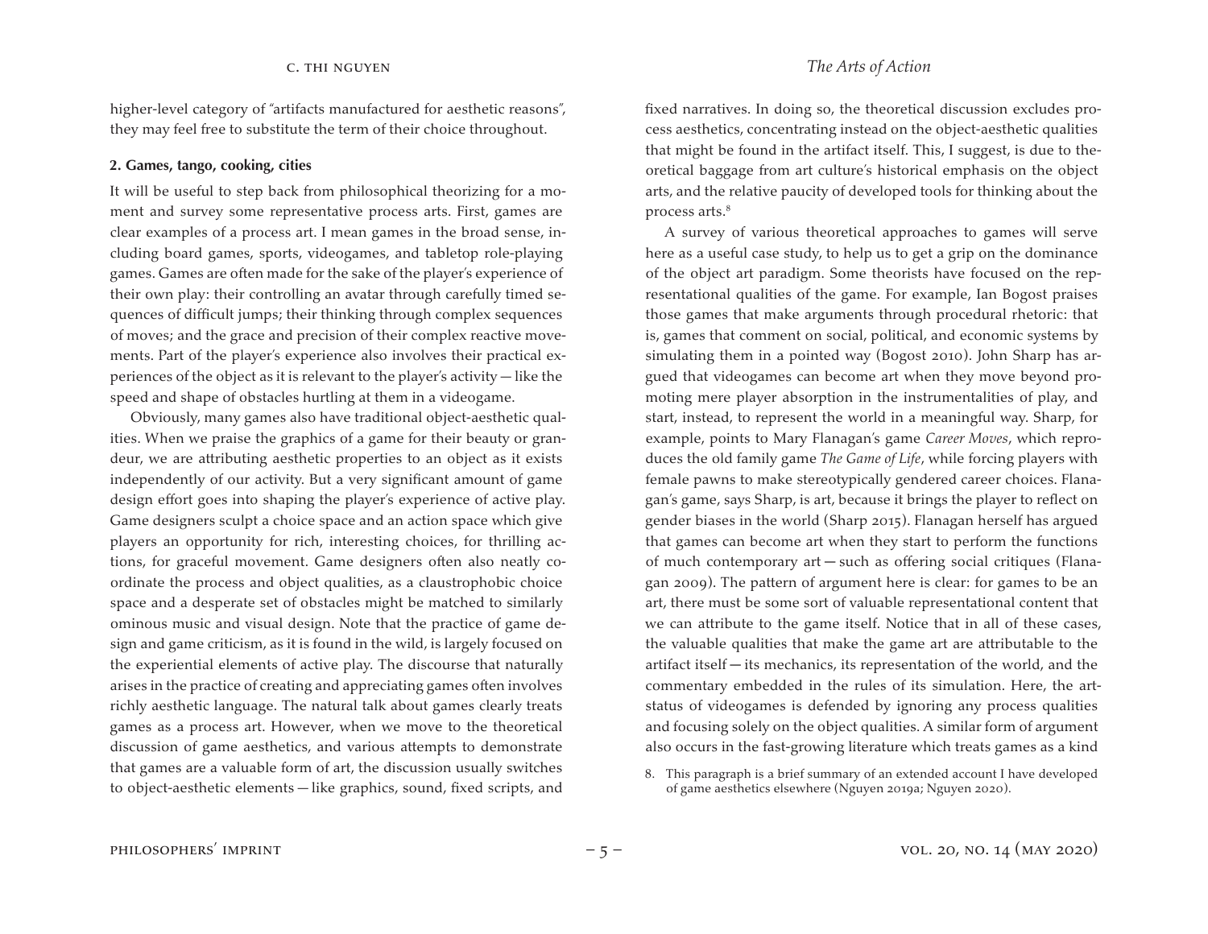higher-level category of "artifacts manufactured for aesthetic reasons", they may feel free to substitute the term of their choice throughout.

## 2. Games, tango, cooking, cities

It will be useful to step back from philosophical theorizing for a moment and survey some representative process arts. First, games are clear examples of a process art. I mean games in the broad sense, including board games, sports, videogames, and tabletop role-playing games. Games are often made for the sake of the player's experience of their own play: their controlling an avatar through carefully timed sequences of difficult jumps; their thinking through complex sequences of moves; and the grace and precision of their complex reactive movements. Part of the player's experience also involves their practical experiences of the object as it is relevant to the player's activity — like the speed and shape of obstacles hurtling at them in a videogame.

Obviously, many games also have traditional object-aesthetic qualities. When we praise the graphics of a game for their beauty or grandeur, we are attributing aesthetic properties to an object as it exists independently of our activity. But a very significant amount of game design effort goes into shaping the player's experience of active play. Game designers sculpt a choice space and an action space which give players an opportunity for rich, interesting choices, for thrilling actions, for graceful movement. Game designers often also neatly coordinate the process and object qualities, as a claustrophobic choice space and a desperate set of obstacles might be matched to similarly ominous music and visual design. Note that the practice of game design and game criticism, as it is found in the wild, is largely focused on the experiential elements of active play. The discourse that naturally arises in the practice of creating and appreciating games often involves richly aesthetic language. The natural talk about games clearly treats games as a process art. However, when we move to the theoretical discussion of game aesthetics, and various attempts to demonstrate that games are a valuable form of art, the discussion usually switches to object-aesthetic elements — like graphics, sound, fixed scripts, and fixed narratives. In doing so, the theoretical discussion excludes process aesthetics, concentrating instead on the object-aesthetic qualities that might be found in the artifact itself. This, I suggest, is due to theoretical baggage from art culture's historical emphasis on the object arts, and the relative paucity of developed tools for thinking about the process arts.[8]

A survey of various theoretical approaches to games will serve here as a useful case study, to help us to get a grip on the dominance of the object art paradigm. Some theorists have focused on the representational qualities of the game. For example, Ian Bogost praises those games that make arguments through procedural rhetoric: that is, games that comment on social, political, and economic systems by simulating them in a pointed way (Bogost 2010). John Sharp has argued that videogames can become art when they move beyond promoting mere player absorption in the instrumentalities of play, and start, instead, to represent the world in a meaningful way. Sharp, for example, points to Mary Flanagan's game *Career Moves*, which reproduces the old family game *The Game of Life*, while forcing players with female pawns to make stereotypically gendered career choices. Flanagan's game, says Sharp, is art, because it brings the player to reflect on gender biases in the world (Sharp 2015). Flanagan herself has argued that games can become art when they start to perform the functions of much contemporary art — such as offering social critiques (Flanagan 2009). The pattern of argument here is clear: for games to be an art, there must be some sort of valuable representational content that we can attribute to the game itself. Notice that in all of these cases, the valuable qualities that make the game art are attributable to the artifact itself — its mechanics, its representation of the world, and the commentary embedded in the rules of its simulation. Here, the art-status of videogames is defended by ignoring any process qualities and focusing solely on the object qualities. A similar form of argument also occurs in the fast-growing literature which treats games as a kind

8. This paragraph is a brief summary of an extended account I have developed of game aesthetics elsewhere (Nguyen 2019a; Nguyen 2020).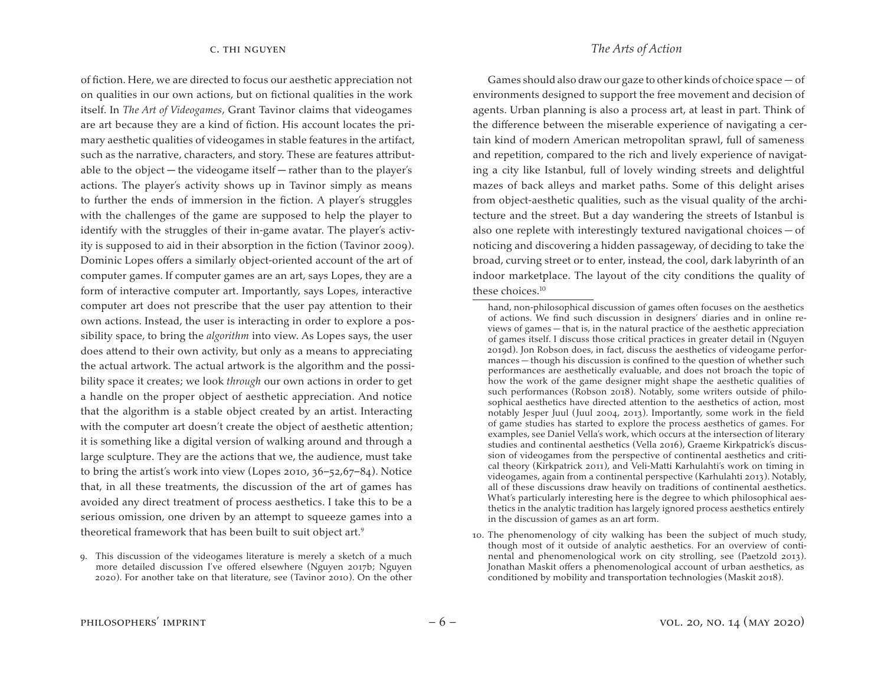of fiction. Here, we are directed to focus our aesthetic appreciation not on qualities in our own actions, but on fictional qualities in the work itself. In *The Art of Videogames*, Grant Tavinor claims that videogames are art because they are a kind of fiction. His account locates the primary aesthetic qualities of videogames in stable features in the artifact, such as the narrative, characters, and story. These are features attributable to the object — the videogame itself — rather than to the player's actions. The player's activity shows up in Tavinor simply as means to further the ends of immersion in the fiction. A player's struggles with the challenges of the game are supposed to help the player to identify with the struggles of their in-game avatar. The player's activity is supposed to aid in their absorption in the fiction (Tavinor 2009). Dominic Lopes offers a similarly object-oriented account of the art of computer games. If computer games are an art, says Lopes, they are a form of interactive computer art. Importantly, says Lopes, interactive computer art does not prescribe that the user pay attention to their own actions. Instead, the user is interacting in order to explore a possibility space, to bring the *algorithm* into view. As Lopes says, the user does attend to their own activity, but only as a means to appreciating the actual artwork. The actual artwork is the algorithm and the possibility space it creates; we look *through* our own actions in order to get a handle on the proper object of aesthetic appreciation. And notice that the algorithm is a stable object created by an artist. Interacting with the computer art doesn't create the object of aesthetic attention; it is something like a digital version of walking around and through a large sculpture. They are the actions that we, the audience, must take to bring the artist's work into view (Lopes 2010, 36–52,67–84). Notice that, in all these treatments, the discussion of the art of games has avoided any direct treatment of process aesthetics. I take this to be a serious omission, one driven by an attempt to squeeze games into a theoretical framework that has been built to suit object art.[9]

Games should also draw our gaze to other kinds of choice space — of environments designed to support the free movement and decision of agents. Urban planning is also a process art, at least in part. Think of the difference between the miserable experience of navigating a certain kind of modern American metropolitan sprawl, full of sameness and repetition, compared to the rich and lively experience of navigating a city like Istanbul, full of lovely winding streets and delightful mazes of back alleys and market paths. Some of this delight arises from object-aesthetic qualities, such as the visual quality of the architecture and the street. But a day wandering the streets of Istanbul is also one replete with interestingly textured navigational choices — of noticing and discovering a hidden passageway, of deciding to take the broad, curving street or to enter, instead, the cool, dark labyrinth of an indoor marketplace. The layout of the city conditions the quality of these choices.[10]

9. This discussion of the videogames literature is merely a sketch of a much more detailed discussion I've offered elsewhere (Nguyen 2017b; Nguyen 2020). For another take on that literature, see (Tavinor 2010). On the other hand, non-philosophical discussion of games often focuses on the aesthetics of actions. We find such discussion in designers' diaries and in online reviews of games — that is, in the natural practice of the aesthetic appreciation of games itself. I discuss those critical practices in greater detail in (Nguyen 2019d). Jon Robson does, in fact, discuss the aesthetics of videogame performances — though his discussion is confined to the question of whether such performances are aesthetically evaluable, and does not broach the topic of how the work of the game designer might shape the aesthetic qualities of such performances (Robson 2018). Notably, some writers outside of philosophical aesthetics have directed attention to the aesthetics of action, most notably Jesper Juul (Juul 2004, 2013). Importantly, some work in the field of game studies has started to explore the process aesthetics of games. For examples, see Daniel Vella's work, which occurs at the intersection of literary studies and continental aesthetics (Vella 2016), Graeme Kirkpatrick's discussion of videogames from the perspective of continental aesthetics and critical theory (Kirkpatrick 2011), and Veli-Matti Karhulahti's work on timing in videogames, again from a continental perspective (Karhulahti 2013). Notably, all of these discussions draw heavily on traditions of continental aesthetics. What's particularly interesting here is the degree to which philosophical aesthetics in the analytic tradition has largely ignored process aesthetics entirely in the discussion of games as an art form.

10. The phenomenology of city walking has been the subject of much study, though most of it outside of analytic aesthetics. For an overview of continental and phenomenological work on city strolling, see (Paetzold 2013). Jonathan Maskit offers a phenomenological account of urban aesthetics, as conditioned by mobility and transportation technologies (Maskit 2018).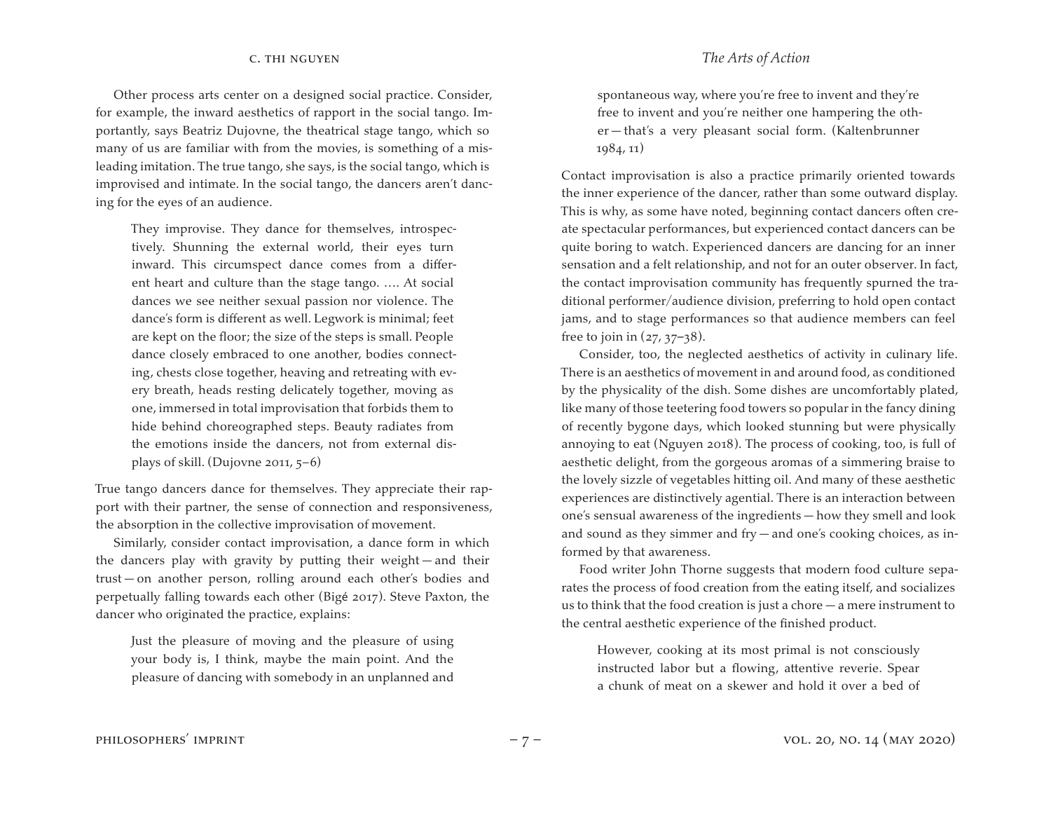Other process arts center on a designed social practice. Consider, for example, the inward aesthetics of rapport in the social tango. Importantly, says Beatriz Dujovne, the theatrical stage tango, which so many of us are familiar with from the movies, is something of a misleading imitation. The true tango, she says, is the social tango, which is improvised and intimate. In the social tango, the dancers aren't dancing for the eyes of an audience.

> They improvise. They dance for themselves, introspectively. Shunning the external world, their eyes turn inward. This circumspect dance comes from a different heart and culture than the stage tango. …. At social dances we see neither sexual passion nor violence. The dance's form is different as well. Legwork is minimal; feet are kept on the floor; the size of the steps is small. People dance closely embraced to one another, bodies connecting, chests close together, heaving and retreating with every breath, heads resting delicately together, moving as one, immersed in total improvisation that forbids them to hide behind choreographed steps. Beauty radiates from the emotions inside the dancers, not from external displays of skill. (Dujovne 2011, 5–6)

True tango dancers dance for themselves. They appreciate their rapport with their partner, the sense of connection and responsiveness, the absorption in the collective improvisation of movement.

Similarly, consider contact improvisation, a dance form in which the dancers play with gravity by putting their weight — and their trust — on another person, rolling around each other's bodies and perpetually falling towards each other (Bigé 2017). Steve Paxton, the dancer who originated the practice, explains:

> Just the pleasure of moving and the pleasure of using your body is, I think, maybe the main point. And the pleasure of dancing with somebody in an unplanned and spontaneous way, where you're free to invent and they're free to invent and you're neither one hampering the other — that's a very pleasant social form. (Kaltenbrunner 1984, 11)

Contact improvisation is also a practice primarily oriented towards the inner experience of the dancer, rather than some outward display. This is why, as some have noted, beginning contact dancers often create spectacular performances, but experienced contact dancers can be quite boring to watch. Experienced dancers are dancing for an inner sensation and a felt relationship, and not for an outer observer. In fact, the contact improvisation community has frequently spurned the traditional performer/audience division, preferring to hold open contact jams, and to stage performances so that audience members can feel free to join in (27, 37–38).

Consider, too, the neglected aesthetics of activity in culinary life. There is an aesthetics of movement in and around food, as conditioned by the physicality of the dish. Some dishes are uncomfortably plated, like many of those teetering food towers so popular in the fancy dining of recently bygone days, which looked stunning but were physically annoying to eat (Nguyen 2018). The process of cooking, too, is full of aesthetic delight, from the gorgeous aromas of a simmering braise to the lovely sizzle of vegetables hitting oil. And many of these aesthetic experiences are distinctively agential. There is an interaction between one's sensual awareness of the ingredients — how they smell and look and sound as they simmer and fry — and one's cooking choices, as informed by that awareness.

Food writer John Thorne suggests that modern food culture separates the process of food creation from the eating itself, and socializes us to think that the food creation is just a chore — a mere instrument to the central aesthetic experience of the finished product.

> However, cooking at its most primal is not consciously instructed labor but a flowing, attentive reverie. Spear a chunk of meat on a skewer and hold it over a bed of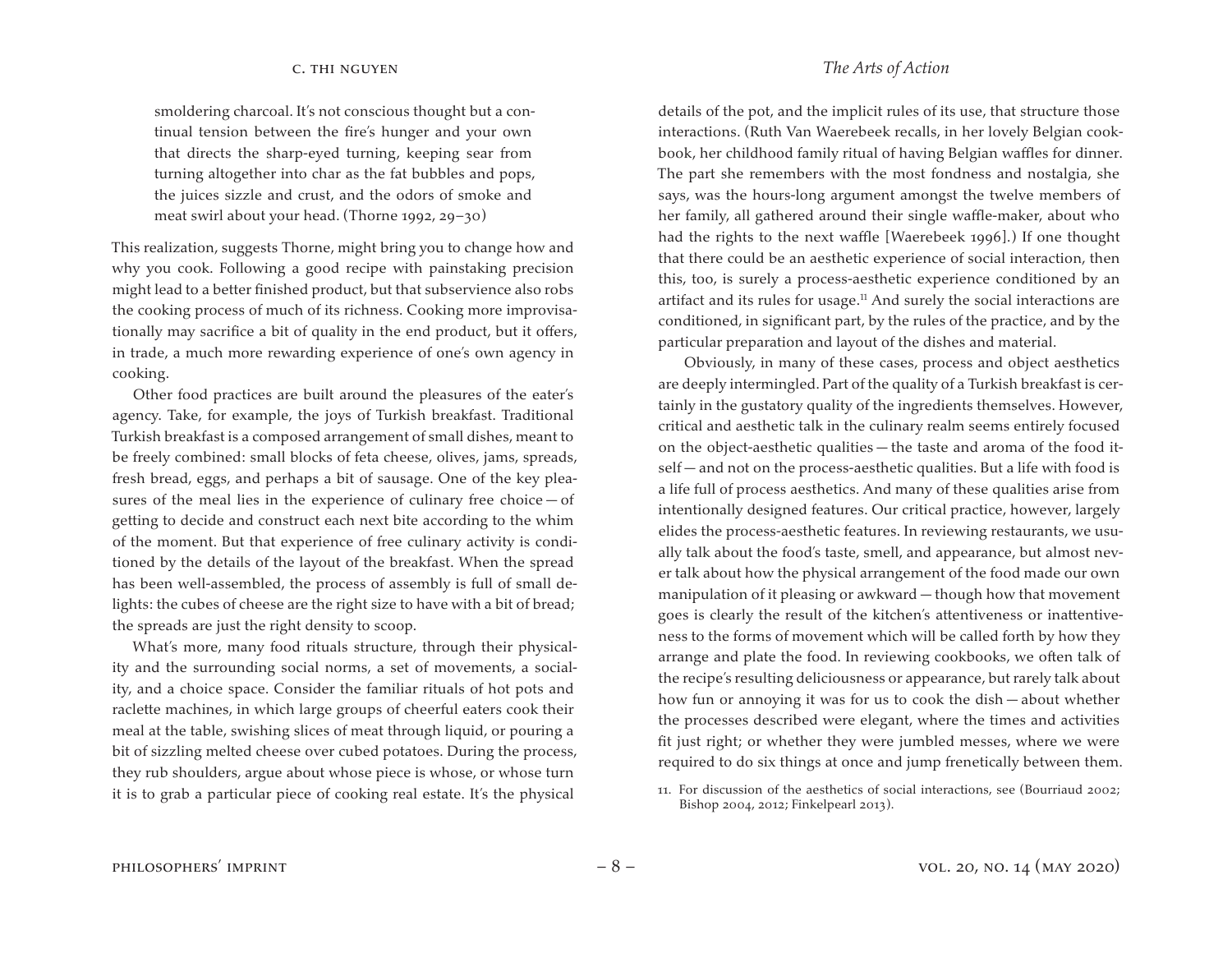> smoldering charcoal. It's not conscious thought but a continual tension between the fire's hunger and your own that directs the sharp-eyed turning, keeping sear from turning altogether into char as the fat bubbles and pops, the juices sizzle and crust, and the odors of smoke and meat swirl about your head. (Thorne 1992, 29–30)

This realization, suggests Thorne, might bring you to change how and why you cook. Following a good recipe with painstaking precision might lead to a better finished product, but that subservience also robs the cooking process of much of its richness. Cooking more improvisationally may sacrifice a bit of quality in the end product, but it offers, in trade, a much more rewarding experience of one's own agency in cooking.

Other food practices are built around the pleasures of the eater's agency. Take, for example, the joys of Turkish breakfast. Traditional Turkish breakfast is a composed arrangement of small dishes, meant to be freely combined: small blocks of feta cheese, olives, jams, spreads, fresh bread, eggs, and perhaps a bit of sausage. One of the key pleasures of the meal lies in the experience of culinary free choice — of getting to decide and construct each next bite according to the whim of the moment. But that experience of free culinary activity is conditioned by the details of the layout of the breakfast. When the spread has been well-assembled, the process of assembly is full of small delights: the cubes of cheese are the right size to have with a bit of bread; the spreads are just the right density to scoop.

What's more, many food rituals structure, through their physicality and the surrounding social norms, a set of movements, a sociality, and a choice space. Consider the familiar rituals of hot pots and raclette machines, in which large groups of cheerful eaters cook their meal at the table, swishing slices of meat through liquid, or pouring a bit of sizzling melted cheese over cubed potatoes. During the process, they rub shoulders, argue about whose piece is whose, or whose turn it is to grab a particular piece of cooking real estate. It's the physical details of the pot, and the implicit rules of its use, that structure those interactions. (Ruth Van Waerebeek recalls, in her lovely Belgian cookbook, her childhood family ritual of having Belgian waffles for dinner. The part she remembers with the most fondness and nostalgia, she says, was the hours-long argument amongst the twelve members of her family, all gathered around their single waffle-maker, about who had the rights to the next waffle [Waerebeek 1996].) If one thought that there could be an aesthetic experience of social interaction, then this, too, is surely a process-aesthetic experience conditioned by an artifact and its rules for usage.[11] And surely the social interactions are conditioned, in significant part, by the rules of the practice, and by the particular preparation and layout of the dishes and material.

Obviously, in many of these cases, process and object aesthetics are deeply intermingled. Part of the quality of a Turkish breakfast is certainly in the gustatory quality of the ingredients themselves. However, critical and aesthetic talk in the culinary realm seems entirely focused on the object-aesthetic qualities — the taste and aroma of the food itself — and not on the process-aesthetic qualities. But a life with food is a life full of process aesthetics. And many of these qualities arise from intentionally designed features. Our critical practice, however, largely elides the process-aesthetic features. In reviewing restaurants, we usually talk about the food's taste, smell, and appearance, but almost never talk about how the physical arrangement of the food made our own manipulation of it pleasing or awkward — though how that movement goes is clearly the result of the kitchen's attentiveness or inattentiveness to the forms of movement which will be called forth by how they arrange and plate the food. In reviewing cookbooks, we often talk of the recipe's resulting deliciousness or appearance, but rarely talk about how fun or annoying it was for us to cook the dish — about whether the processes described were elegant, where the times and activities fit just right; or whether they were jumbled messes, where we were required to do six things at once and jump frenetically between them.

11. For discussion of the aesthetics of social interactions, see (Bourriaud 2002; Bishop 2004, 2012; Finkelpearl 2013).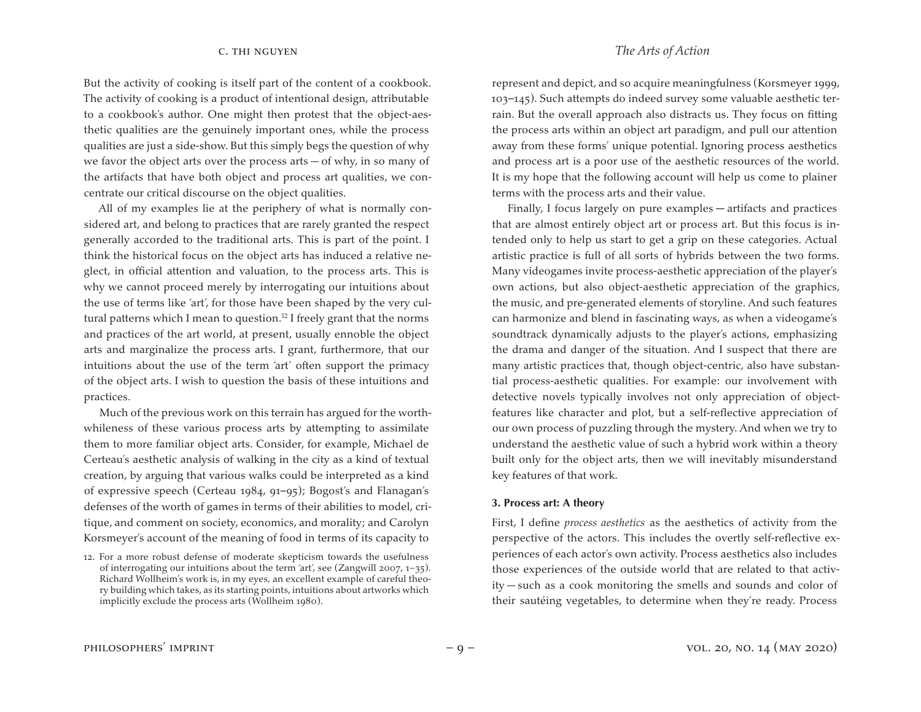But the activity of cooking is itself part of the content of a cookbook. The activity of cooking is a product of intentional design, attributable to a cookbook's author. One might then protest that the object-aesthetic qualities are the genuinely important ones, while the process qualities are just a side-show. But this simply begs the question of why we favor the object arts over the process arts — of why, in so many of the artifacts that have both object and process art qualities, we concentrate our critical discourse on the object qualities.

All of my examples lie at the periphery of what is normally considered art, and belong to practices that are rarely granted the respect generally accorded to the traditional arts. This is part of the point. I think the historical focus on the object arts has induced a relative neglect, in official attention and valuation, to the process arts. This is why we cannot proceed merely by interrogating our intuitions about the use of terms like 'art', for those have been shaped by the very cultural patterns which I mean to question.[12] I freely grant that the norms and practices of the art world, at present, usually ennoble the object arts and marginalize the process arts. I grant, furthermore, that our intuitions about the use of the term 'art' often support the primacy of the object arts. I wish to question the basis of these intuitions and practices.

Much of the previous work on this terrain has argued for the worthwhileness of these various process arts by attempting to assimilate them to more familiar object arts. Consider, for example, Michael de Certeau's aesthetic analysis of walking in the city as a kind of textual creation, by arguing that various walks could be interpreted as a kind of expressive speech (Certeau 1984, 91–95); Bogost's and Flanagan's defenses of the worth of games in terms of their abilities to model, critique, and comment on society, economics, and morality; and Carolyn Korsmeyer's account of the meaning of food in terms of its capacity to represent and depict, and so acquire meaningfulness (Korsmeyer 1999, 103–145). Such attempts do indeed survey some valuable aesthetic terrain. But the overall approach also distracts us. They focus on fitting the process arts within an object art paradigm, and pull our attention away from these forms' unique potential. Ignoring process aesthetics and process art is a poor use of the aesthetic resources of the world. It is my hope that the following account will help us come to plainer terms with the process arts and their value.

Finally, I focus largely on pure examples — artifacts and practices that are almost entirely object art or process art. But this focus is intended only to help us start to get a grip on these categories. Actual artistic practice is full of all sorts of hybrids between the two forms. Many videogames invite process-aesthetic appreciation of the player's own actions, but also object-aesthetic appreciation of the graphics, the music, and pre-generated elements of storyline. And such features can harmonize and blend in fascinating ways, as when a videogame's soundtrack dynamically adjusts to the player's actions, emphasizing the drama and danger of the situation. And I suspect that there are many artistic practices that, though object-centric, also have substantial process-aesthetic qualities. For example: our involvement with detective novels typically involves not only appreciation of object-features like character and plot, but a self-reflective appreciation of our own process of puzzling through the mystery. And when we try to understand the aesthetic value of such a hybrid work within a theory built only for the object arts, then we will inevitably misunderstand key features of that work.

### 3. Process art: A theory

First, I define *process aesthetics* as the aesthetics of activity from the perspective of the actors. This includes the overtly self-reflective experiences of each actor's own activity. Process aesthetics also includes those experiences of the outside world that are related to that activity — such as a cook monitoring the smells and sounds and color of their sautéing vegetables, to determine when they're ready. Process

12. For a more robust defense of moderate skepticism towards the usefulness of interrogating our intuitions about the term 'art', see (Zangwill 2007, 1–35). Richard Wollheim's work is, in my eyes, an excellent example of careful theory building which takes, as its starting points, intuitions about artworks which implicitly exclude the process arts (Wollheim 1980).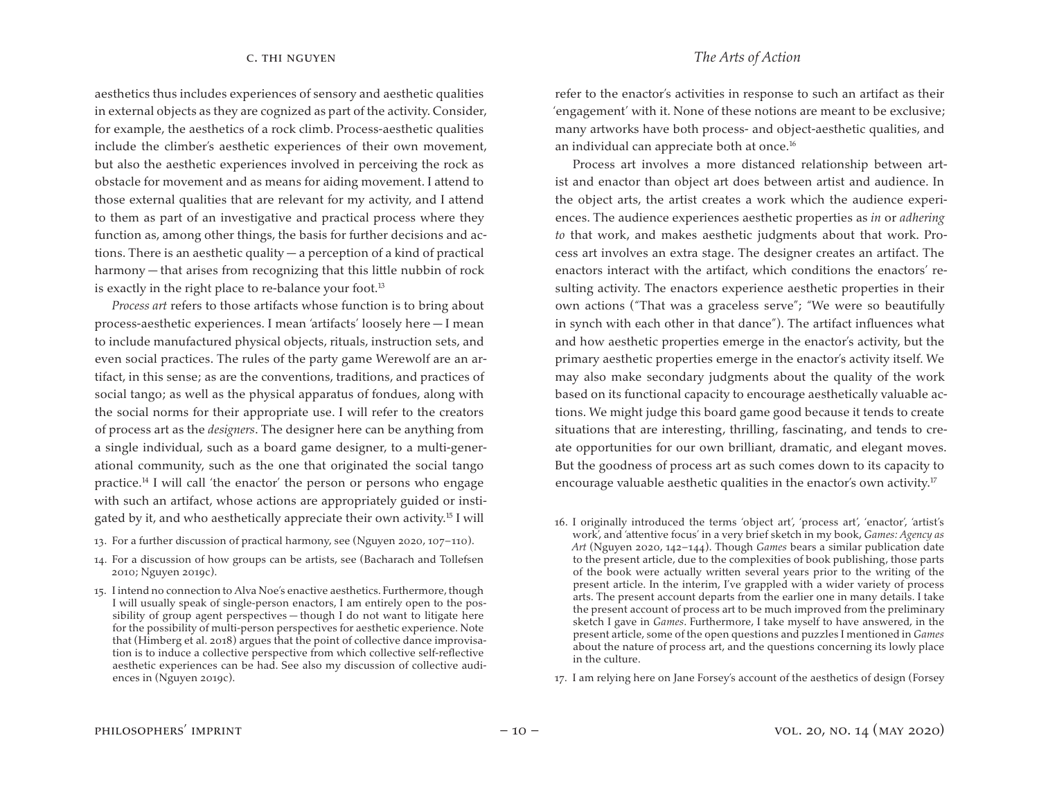aesthetics thus includes experiences of sensory and aesthetic qualities in external objects as they are cognized as part of the activity. Consider, for example, the aesthetics of a rock climb. Process-aesthetic qualities include the climber's aesthetic experiences of their own movement, but also the aesthetic experiences involved in perceiving the rock as obstacle for movement and as means for aiding movement. I attend to those external qualities that are relevant for my activity, and I attend to them as part of an investigative and practical process where they function as, among other things, the basis for further decisions and actions. There is an aesthetic quality — a perception of a kind of practical harmony — that arises from recognizing that this little nubbin of rock is exactly in the right place to re-balance your foot.[13]

*Process art* refers to those artifacts whose function is to bring about process-aesthetic experiences. I mean 'artifacts' loosely here — I mean to include manufactured physical objects, rituals, instruction sets, and even social practices. The rules of the party game Werewolf are an artifact, in this sense; as are the conventions, traditions, and practices of social tango; as well as the physical apparatus of fondues, along with the social norms for their appropriate use. I will refer to the creators of process art as the *designers*. The designer here can be anything from a single individual, such as a board game designer, to a multi-generational community, such as the one that originated the social tango practice.[14] I will call 'the enactor' the person or persons who engage with such an artifact, whose actions are appropriately guided or instigated by it, and who aesthetically appreciate their own activity.[15] I will refer to the enactor's activities in response to such an artifact as their 'engagement' with it. None of these notions are meant to be exclusive; many artworks have both process- and object-aesthetic qualities, and an individual can appreciate both at once.[16]

Process art involves a more distanced relationship between artist and enactor than object art does between artist and audience. In the object arts, the artist creates a work which the audience experiences. The audience experiences aesthetic properties as *in* or *adhering to* that work, and makes aesthetic judgments about that work. Process art involves an extra stage. The designer creates an artifact. The enactors interact with the artifact, which conditions the enactors' resulting activity. The enactors experience aesthetic properties in their own actions ("That was a graceless serve"; "We were so beautifully in synch with each other in that dance"). The artifact influences what and how aesthetic properties emerge in the enactor's activity, but the primary aesthetic properties emerge in the enactor's activity itself. We may also make secondary judgments about the quality of the work based on its functional capacity to encourage aesthetically valuable actions. We might judge this board game good because it tends to create situations that are interesting, thrilling, fascinating, and tends to create opportunities for our own brilliant, dramatic, and elegant moves. But the goodness of process art as such comes down to its capacity to encourage valuable aesthetic qualities in the enactor's own activity.[17]

13. For a further discussion of practical harmony, see (Nguyen 2020, 107–110).

14. For a discussion of how groups can be artists, see (Bacharach and Tollefsen 2010; Nguyen 2019c).

15. I intend no connection to Alva Noe's enactive aesthetics. Furthermore, though I will usually speak of single-person enactors, I am entirely open to the possibility of group agent perspectives — though I do not want to litigate here for the possibility of multi-person perspectives for aesthetic experience. Note that (Himberg et al. 2018) argues that the point of collective dance improvisation is to induce a collective perspective from which collective self-reflective aesthetic experiences can be had. See also my discussion of collective audiences in (Nguyen 2019c).

16. I originally introduced the terms 'object art', 'process art', 'enactor', 'artist's work', and 'attentive focus' in a very brief sketch in my book, *Games: Agency as Art* (Nguyen 2020, 142–144). Though *Games* bears a similar publication date to the present article, due to the complexities of book publishing, those parts of the book were actually written several years prior to the writing of the present article. In the interim, I've grappled with a wider variety of process arts. The present account departs from the earlier one in many details. I take the present account of process art to be much improved from the preliminary sketch I gave in *Games*. Furthermore, I take myself to have answered, in the present article, some of the open questions and puzzles I mentioned in *Games* about the nature of process art, and the questions concerning its lowly place in the culture.

17. I am relying here on Jane Forsey's account of the aesthetics of design (Forsey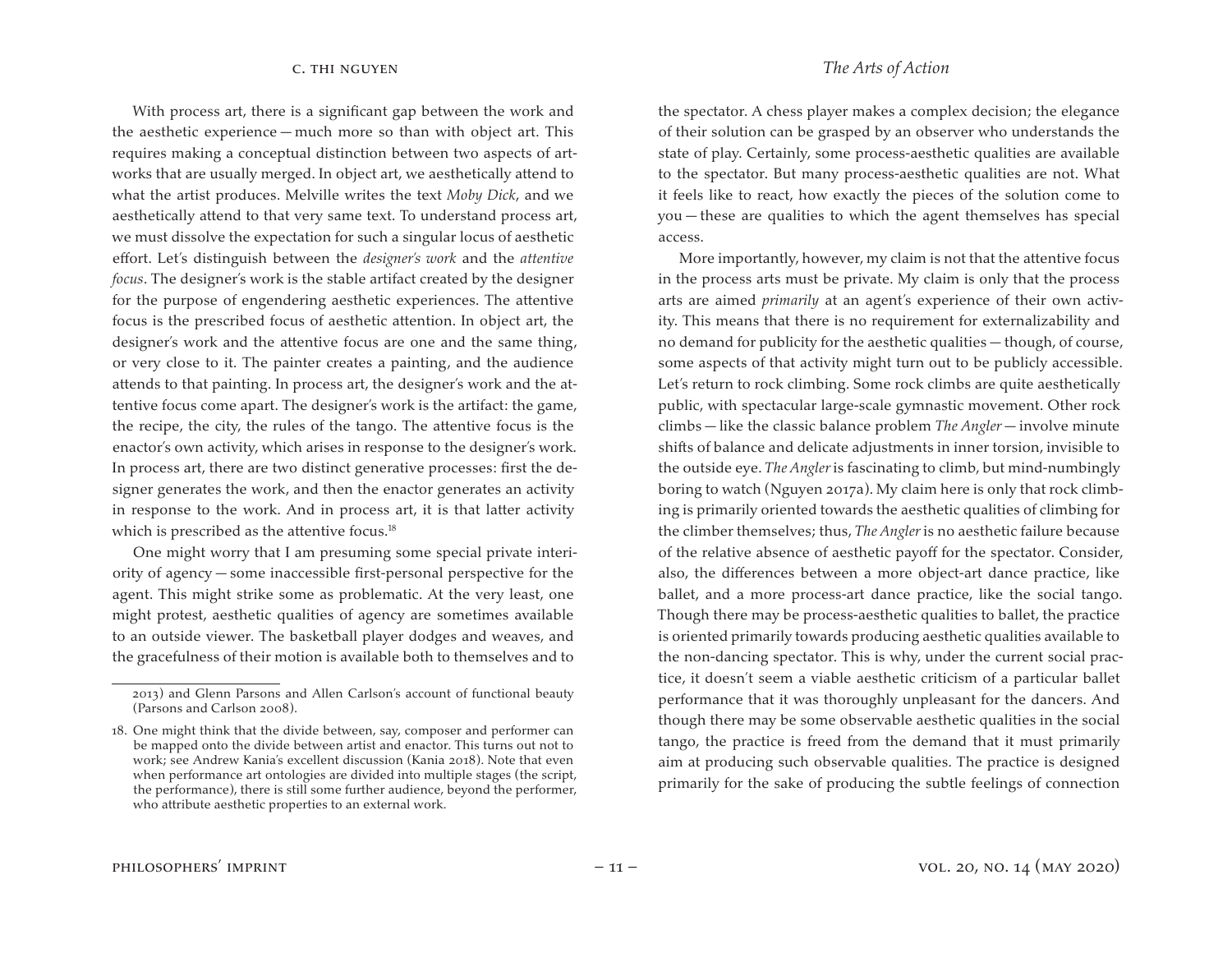With process art, there is a significant gap between the work and the aesthetic experience — much more so than with object art. This requires making a conceptual distinction between two aspects of artworks that are usually merged. In object art, we aesthetically attend to what the artist produces. Melville writes the text *Moby Dick*, and we aesthetically attend to that very same text. To understand process art, we must dissolve the expectation for such a singular locus of aesthetic effort. Let's distinguish between the *designer's work* and the *attentive focus*. The designer's work is the stable artifact created by the designer for the purpose of engendering aesthetic experiences. The attentive focus is the prescribed focus of aesthetic attention. In object art, the designer's work and the attentive focus are one and the same thing, or very close to it. The painter creates a painting, and the audience attends to that painting. In process art, the designer's work and the attentive focus come apart. The designer's work is the artifact: the game, the recipe, the city, the rules of the tango. The attentive focus is the enactor's own activity, which arises in response to the designer's work. In process art, there are two distinct generative processes: first the designer generates the work, and then the enactor generates an activity in response to the work. And in process art, it is that latter activity which is prescribed as the attentive focus.[18]

One might worry that I am presuming some special private interiority of agency — some inaccessible first-personal perspective for the agent. This might strike some as problematic. At the very least, one might protest, aesthetic qualities of agency are sometimes available to an outside viewer. The basketball player dodges and weaves, and the gracefulness of their motion is available both to themselves and to the spectator. A chess player makes a complex decision; the elegance of their solution can be grasped by an observer who understands the state of play. Certainly, some process-aesthetic qualities are available to the spectator. But many process-aesthetic qualities are not. What it feels like to react, how exactly the pieces of the solution come to you — these are qualities to which the agent themselves has special access.

More importantly, however, my claim is not that the attentive focus in the process arts must be private. My claim is only that the process arts are aimed *primarily* at an agent's experience of their own activity. This means that there is no requirement for externalizability and no demand for publicity for the aesthetic qualities — though, of course, some aspects of that activity might turn out to be publicly accessible. Let's return to rock climbing. Some rock climbs are quite aesthetically public, with spectacular large-scale gymnastic movement. Other rock climbs — like the classic balance problem *The Angler* — involve minute shifts of balance and delicate adjustments in inner torsion, invisible to the outside eye. *The Angler* is fascinating to climb, but mind-numbingly boring to watch (Nguyen 2017a). My claim here is only that rock climbing is primarily oriented towards the aesthetic qualities of climbing for the climber themselves; thus, *The Angler* is no aesthetic failure because of the relative absence of aesthetic payoff for the spectator. Consider, also, the differences between a more object-art dance practice, like ballet, and a more process-art dance practice, like the social tango. Though there may be process-aesthetic qualities to ballet, the practice is oriented primarily towards producing aesthetic qualities available to the non-dancing spectator. This is why, under the current social practice, it doesn't seem a viable aesthetic criticism of a particular ballet performance that it was thoroughly unpleasant for the dancers. And though there may be some observable aesthetic qualities in the social tango, the practice is freed from the demand that it must primarily aim at producing such observable qualities. The practice is designed primarily for the sake of producing the subtle feelings of connection

---

2013) and Glenn Parsons and Allen Carlson's account of functional beauty (Parsons and Carlson 2008).

18. One might think that the divide between, say, composer and performer can be mapped onto the divide between artist and enactor. This turns out not to work; see Andrew Kania's excellent discussion (Kania 2018). Note that even when performance art ontologies are divided into multiple stages (the script, the performance), there is still some further audience, beyond the performer, who attribute aesthetic properties to an external work.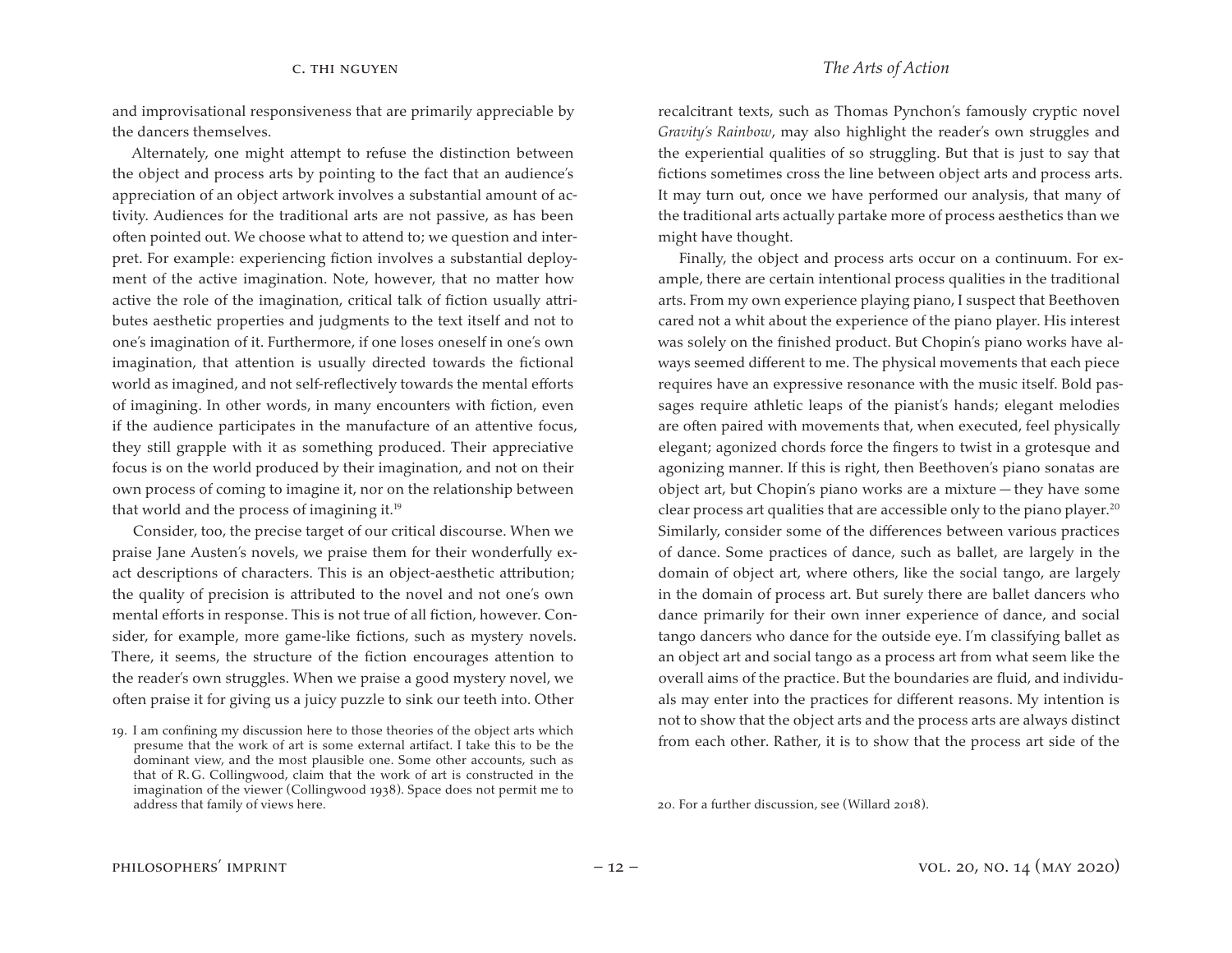and improvisational responsiveness that are primarily appreciable by the dancers themselves.

Alternately, one might attempt to refuse the distinction between the object and process arts by pointing to the fact that an audience's appreciation of an object artwork involves a substantial amount of activity. Audiences for the traditional arts are not passive, as has been often pointed out. We choose what to attend to; we question and interpret. For example: experiencing fiction involves a substantial deployment of the active imagination. Note, however, that no matter how active the role of the imagination, critical talk of fiction usually attributes aesthetic properties and judgments to the text itself and not to one's imagination of it. Furthermore, if one loses oneself in one's own imagination, that attention is usually directed towards the fictional world as imagined, and not self-reflectively towards the mental efforts of imagining. In other words, in many encounters with fiction, even if the audience participates in the manufacture of an attentive focus, they still grapple with it as something produced. Their appreciative focus is on the world produced by their imagination, and not on their own process of coming to imagine it, nor on the relationship between that world and the process of imagining it.[19]

Consider, too, the precise target of our critical discourse. When we praise Jane Austen's novels, we praise them for their wonderfully exact descriptions of characters. This is an object-aesthetic attribution; the quality of precision is attributed to the novel and not one's own mental efforts in response. This is not true of all fiction, however. Consider, for example, more game-like fictions, such as mystery novels. There, it seems, the structure of the fiction encourages attention to the reader's own struggles. When we praise a good mystery novel, we often praise it for giving us a juicy puzzle to sink our teeth into. Other recalcitrant texts, such as Thomas Pynchon's famously cryptic novel *Gravity's Rainbow*, may also highlight the reader's own struggles and the experiential qualities of so struggling. But that is just to say that fictions sometimes cross the line between object arts and process arts. It may turn out, once we have performed our analysis, that many of the traditional arts actually partake more of process aesthetics than we might have thought.

Finally, the object and process arts occur on a continuum. For example, there are certain intentional process qualities in the traditional arts. From my own experience playing piano, I suspect that Beethoven cared not a whit about the experience of the piano player. His interest was solely on the finished product. But Chopin's piano works have always seemed different to me. The physical movements that each piece requires have an expressive resonance with the music itself. Bold passages require athletic leaps of the pianist's hands; elegant melodies are often paired with movements that, when executed, feel physically elegant; agonized chords force the fingers to twist in a grotesque and agonizing manner. If this is right, then Beethoven's piano sonatas are object art, but Chopin's piano works are a mixture — they have some clear process art qualities that are accessible only to the piano player.[20] Similarly, consider some of the differences between various practices of dance. Some practices of dance, such as ballet, are largely in the domain of object art, where others, like the social tango, are largely in the domain of process art. But surely there are ballet dancers who dance primarily for their own inner experience of dance, and social tango dancers who dance for the outside eye. I'm classifying ballet as an object art and social tango as a process art from what seem like the overall aims of the practice. But the boundaries are fluid, and individuals may enter into the practices for different reasons. My intention is not to show that the object arts and the process arts are always distinct from each other. Rather, it is to show that the process art side of the

19. I am confining my discussion here to those theories of the object arts which presume that the work of art is some external artifact. I take this to be the dominant view, and the most plausible one. Some other accounts, such as that of R. G. Collingwood, claim that the work of art is constructed in the imagination of the viewer (Collingwood 1938). Space does not permit me to address that family of views here.

20. For a further discussion, see (Willard 2018).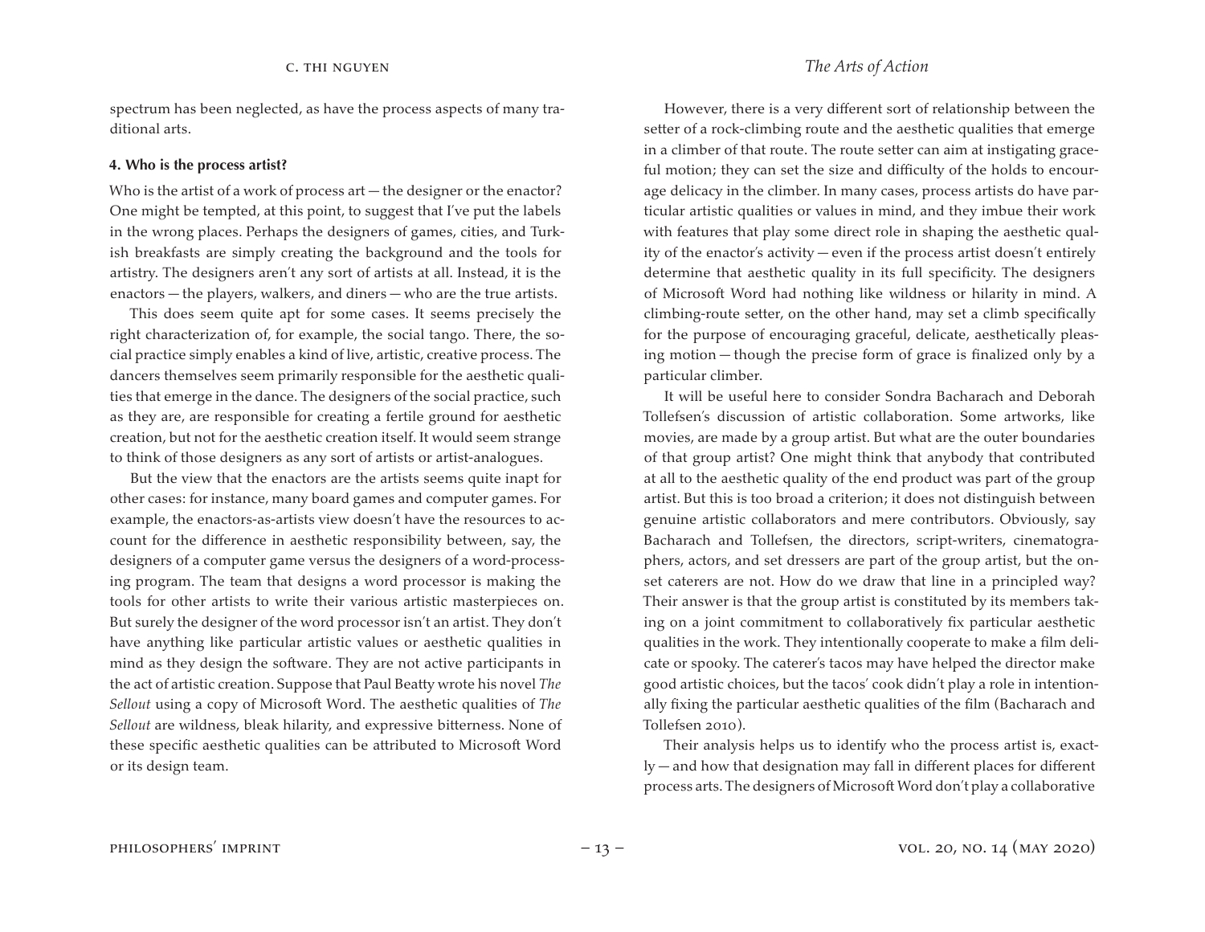spectrum has been neglected, as have the process aspects of many traditional arts.

### 4. Who is the process artist?

Who is the artist of a work of process art — the designer or the enactor? One might be tempted, at this point, to suggest that I've put the labels in the wrong places. Perhaps the designers of games, cities, and Turkish breakfasts are simply creating the background and the tools for artistry. The designers aren't any sort of artists at all. Instead, it is the enactors — the players, walkers, and diners — who are the true artists.

This does seem quite apt for some cases. It seems precisely the right characterization of, for example, the social tango. There, the social practice simply enables a kind of live, artistic, creative process. The dancers themselves seem primarily responsible for the aesthetic qualities that emerge in the dance. The designers of the social practice, such as they are, are responsible for creating a fertile ground for aesthetic creation, but not for the aesthetic creation itself. It would seem strange to think of those designers as any sort of artists or artist-analogues.

But the view that the enactors are the artists seems quite inapt for other cases: for instance, many board games and computer games. For example, the enactors-as-artists view doesn't have the resources to account for the difference in aesthetic responsibility between, say, the designers of a computer game versus the designers of a word-processing program. The team that designs a word processor is making the tools for other artists to write their various artistic masterpieces on. But surely the designer of the word processor isn't an artist. They don't have anything like particular artistic values or aesthetic qualities in mind as they design the software. They are not active participants in the act of artistic creation. Suppose that Paul Beatty wrote his novel *The Sellout* using a copy of Microsoft Word. The aesthetic qualities of *The Sellout* are wildness, bleak hilarity, and expressive bitterness. None of these specific aesthetic qualities can be attributed to Microsoft Word or its design team.

However, there is a very different sort of relationship between the setter of a rock-climbing route and the aesthetic qualities that emerge in a climber of that route. The route setter can aim at instigating graceful motion; they can set the size and difficulty of the holds to encourage delicacy in the climber. In many cases, process artists do have particular artistic qualities or values in mind, and they imbue their work with features that play some direct role in shaping the aesthetic quality of the enactor's activity — even if the process artist doesn't entirely determine that aesthetic quality in its full specificity. The designers of Microsoft Word had nothing like wildness or hilarity in mind. A climbing-route setter, on the other hand, may set a climb specifically for the purpose of encouraging graceful, delicate, aesthetically pleasing motion — though the precise form of grace is finalized only by a particular climber.

It will be useful here to consider Sondra Bacharach and Deborah Tollefsen's discussion of artistic collaboration. Some artworks, like movies, are made by a group artist. But what are the outer boundaries of that group artist? One might think that anybody that contributed at all to the aesthetic quality of the end product was part of the group artist. But this is too broad a criterion; it does not distinguish between genuine artistic collaborators and mere contributors. Obviously, say Bacharach and Tollefsen, the directors, script-writers, cinematographers, actors, and set dressers are part of the group artist, but the on-set caterers are not. How do we draw that line in a principled way? Their answer is that the group artist is constituted by its members taking on a joint commitment to collaboratively fix particular aesthetic qualities in the work. They intentionally cooperate to make a film delicate or spooky. The caterer's tacos may have helped the director make good artistic choices, but the tacos' cook didn't play a role in intentionally fixing the particular aesthetic qualities of the film (Bacharach and Tollefsen 2010).

Their analysis helps us to identify who the process artist is, exactly — and how that designation may fall in different places for different process arts. The designers of Microsoft Word don't play a collaborative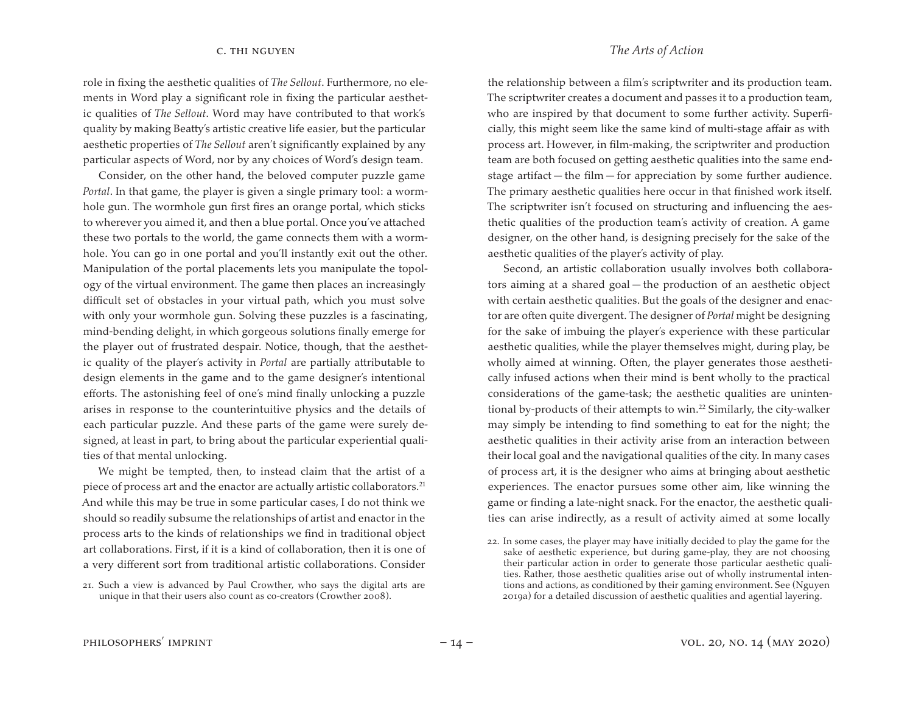role in fixing the aesthetic qualities of *The Sellout*. Furthermore, no elements in Word play a significant role in fixing the particular aesthetic qualities of *The Sellout*. Word may have contributed to that work's quality by making Beatty's artistic creative life easier, but the particular aesthetic properties of *The Sellout* aren't significantly explained by any particular aspects of Word, nor by any choices of Word's design team.

Consider, on the other hand, the beloved computer puzzle game *Portal*. In that game, the player is given a single primary tool: a wormhole gun. The wormhole gun first fires an orange portal, which sticks to wherever you aimed it, and then a blue portal. Once you've attached these two portals to the world, the game connects them with a wormhole. You can go in one portal and you'll instantly exit out the other. Manipulation of the portal placements lets you manipulate the topology of the virtual environment. The game then places an increasingly difficult set of obstacles in your virtual path, which you must solve with only your wormhole gun. Solving these puzzles is a fascinating, mind-bending delight, in which gorgeous solutions finally emerge for the player out of frustrated despair. Notice, though, that the aesthetic quality of the player's activity in *Portal* are partially attributable to design elements in the game and to the game designer's intentional efforts. The astonishing feel of one's mind finally unlocking a puzzle arises in response to the counterintuitive physics and the details of each particular puzzle. And these parts of the game were surely designed, at least in part, to bring about the particular experiential qualities of that mental unlocking.

We might be tempted, then, to instead claim that the artist of a piece of process art and the enactor are actually artistic collaborators.[21] And while this may be true in some particular cases, I do not think we should so readily subsume the relationships of artist and enactor in the process arts to the kinds of relationships we find in traditional object art collaborations. First, if it is a kind of collaboration, then it is one of a very different sort from traditional artistic collaborations. Consider the relationship between a film's scriptwriter and its production team. The scriptwriter creates a document and passes it to a production team, who are inspired by that document to some further activity. Superficially, this might seem like the same kind of multi-stage affair as with process art. However, in film-making, the scriptwriter and production team are both focused on getting aesthetic qualities into the same end-stage artifact — the film — for appreciation by some further audience. The primary aesthetic qualities here occur in that finished work itself. The scriptwriter isn't focused on structuring and influencing the aesthetic qualities of the production team's activity of creation. A game designer, on the other hand, is designing precisely for the sake of the aesthetic qualities of the player's activity of play.

Second, an artistic collaboration usually involves both collaborators aiming at a shared goal — the production of an aesthetic object with certain aesthetic qualities. But the goals of the designer and enactor are often quite divergent. The designer of *Portal* might be designing for the sake of imbuing the player's experience with these particular aesthetic qualities, while the player themselves might, during play, be wholly aimed at winning. Often, the player generates those aesthetically infused actions when their mind is bent wholly to the practical considerations of the game-task; the aesthetic qualities are unintentional by-products of their attempts to win.[22] Similarly, the city-walker may simply be intending to find something to eat for the night; the aesthetic qualities in their activity arise from an interaction between their local goal and the navigational qualities of the city. In many cases of process art, it is the designer who aims at bringing about aesthetic experiences. The enactor pursues some other aim, like winning the game or finding a late-night snack. For the enactor, the aesthetic qualities can arise indirectly, as a result of activity aimed at some locally

21. Such a view is advanced by Paul Crowther, who says the digital arts are unique in that their users also count as co-creators (Crowther 2008).

22. In some cases, the player may have initially decided to play the game for the sake of aesthetic experience, but during game-play, they are not choosing their particular action in order to generate those particular aesthetic qualities. Rather, those aesthetic qualities arise out of wholly instrumental intentions and actions, as conditioned by their gaming environment. See (Nguyen 2019a) for a detailed discussion of aesthetic qualities and agential layering.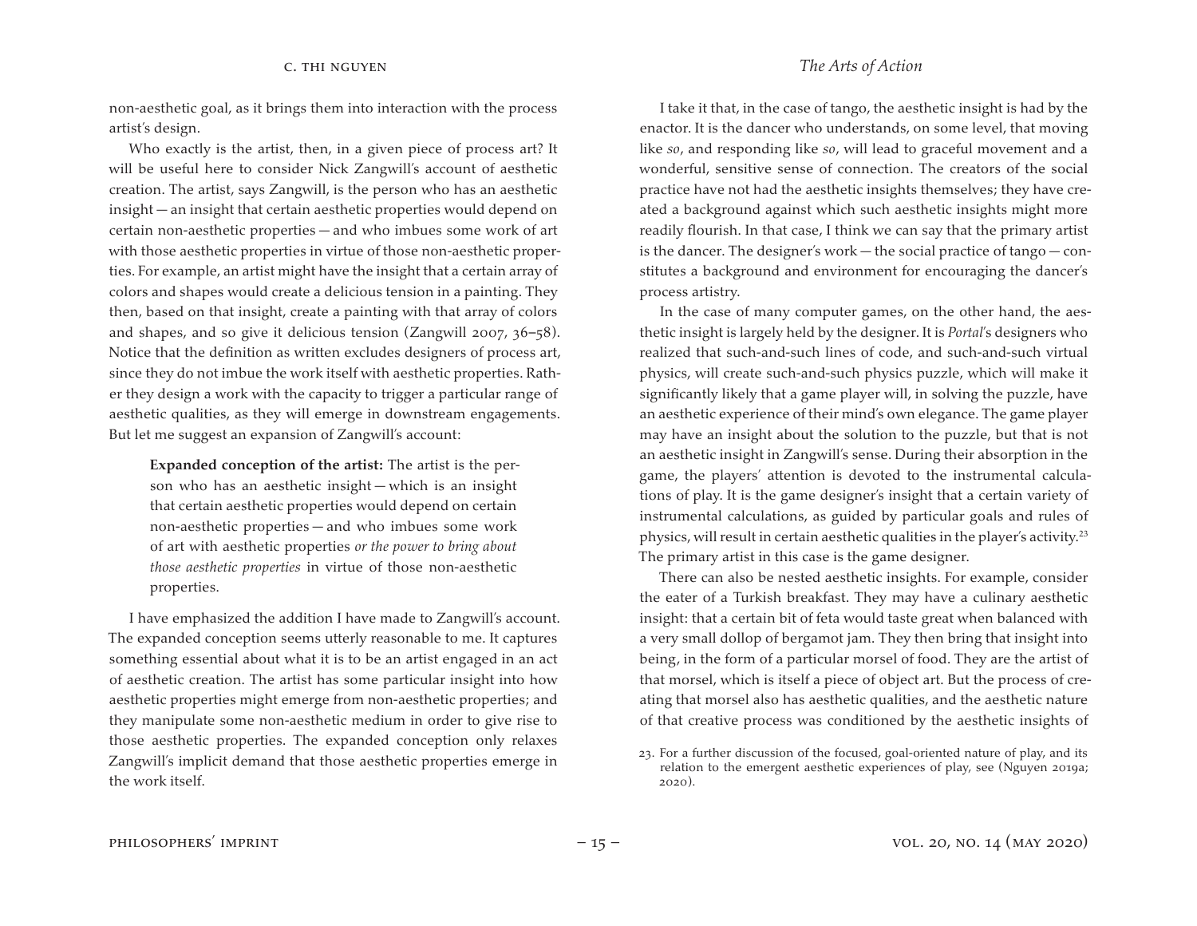non-aesthetic goal, as it brings them into interaction with the process artist's design.

Who exactly is the artist, then, in a given piece of process art? It will be useful here to consider Nick Zangwill's account of aesthetic creation. The artist, says Zangwill, is the person who has an aesthetic insight — an insight that certain aesthetic properties would depend on certain non-aesthetic properties — and who imbues some work of art with those aesthetic properties in virtue of those non-aesthetic properties. For example, an artist might have the insight that a certain array of colors and shapes would create a delicious tension in a painting. They then, based on that insight, create a painting with that array of colors and shapes, and so give it delicious tension (Zangwill 2007, 36–58). Notice that the definition as written excludes designers of process art, since they do not imbue the work itself with aesthetic properties. Rather they design a work with the capacity to trigger a particular range of aesthetic qualities, as they will emerge in downstream engagements. But let me suggest an expansion of Zangwill's account:

> **Expanded conception of the artist:** The artist is the person who has an aesthetic insight — which is an insight that certain aesthetic properties would depend on certain non-aesthetic properties — and who imbues some work of art with aesthetic properties *or the power to bring about those aesthetic properties* in virtue of those non-aesthetic properties.

I have emphasized the addition I have made to Zangwill's account. The expanded conception seems utterly reasonable to me. It captures something essential about what it is to be an artist engaged in an act of aesthetic creation. The artist has some particular insight into how aesthetic properties might emerge from non-aesthetic properties; and they manipulate some non-aesthetic medium in order to give rise to those aesthetic properties. The expanded conception only relaxes Zangwill's implicit demand that those aesthetic properties emerge in the work itself.

I take it that, in the case of tango, the aesthetic insight is had by the enactor. It is the dancer who understands, on some level, that moving like *so*, and responding like *so*, will lead to graceful movement and a wonderful, sensitive sense of connection. The creators of the social practice have not had the aesthetic insights themselves; they have created a background against which such aesthetic insights might more readily flourish. In that case, I think we can say that the primary artist is the dancer. The designer's work — the social practice of tango — constitutes a background and environment for encouraging the dancer's process artistry.

In the case of many computer games, on the other hand, the aesthetic insight is largely held by the designer. It is *Portal*'s designers who realized that such-and-such lines of code, and such-and-such virtual physics, will create such-and-such physics puzzle, which will make it significantly likely that a game player will, in solving the puzzle, have an aesthetic experience of their mind's own elegance. The game player may have an insight about the solution to the puzzle, but that is not an aesthetic insight in Zangwill's sense. During their absorption in the game, the players' attention is devoted to the instrumental calculations of play. It is the game designer's insight that a certain variety of instrumental calculations, as guided by particular goals and rules of physics, will result in certain aesthetic qualities in the player's activity.[23] The primary artist in this case is the game designer.

There can also be nested aesthetic insights. For example, consider the eater of a Turkish breakfast. They may have a culinary aesthetic insight: that a certain bit of feta would taste great when balanced with a very small dollop of bergamot jam. They then bring that insight into being, in the form of a particular morsel of food. They are the artist of that morsel, which is itself a piece of object art. But the process of creating that morsel also has aesthetic qualities, and the aesthetic nature of that creative process was conditioned by the aesthetic insights of

23. For a further discussion of the focused, goal-oriented nature of play, and its relation to the emergent aesthetic experiences of play, see (Nguyen 2019a; 2020).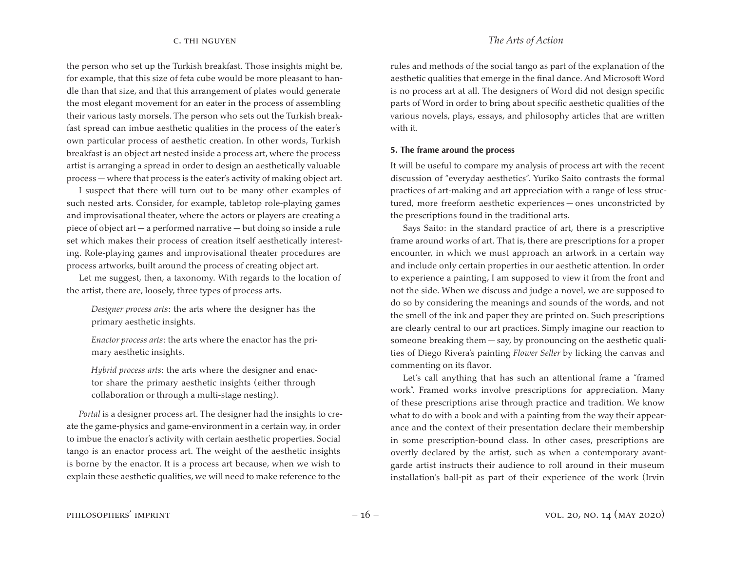the person who set up the Turkish breakfast. Those insights might be, for example, that this size of feta cube would be more pleasant to handle than that size, and that this arrangement of plates would generate the most elegant movement for an eater in the process of assembling their various tasty morsels. The person who sets out the Turkish breakfast spread can imbue aesthetic qualities in the process of the eater's own particular process of aesthetic creation. In other words, Turkish breakfast is an object art nested inside a process art, where the process artist is arranging a spread in order to design an aesthetically valuable process — where that process is the eater's activity of making object art.

I suspect that there will turn out to be many other examples of such nested arts. Consider, for example, tabletop role-playing games and improvisational theater, where the actors or players are creating a piece of object art — a performed narrative — but doing so inside a rule set which makes their process of creation itself aesthetically interesting. Role-playing games and improvisational theater procedures are process artworks, built around the process of creating object art.

Let me suggest, then, a taxonomy. With regards to the location of the artist, there are, loosely, three types of process arts.

> *Designer process arts*: the arts where the designer has the primary aesthetic insights.
>
> *Enactor process arts*: the arts where the enactor has the primary aesthetic insights.
>
> *Hybrid process arts*: the arts where the designer and enactor share the primary aesthetic insights (either through collaboration or through a multi-stage nesting).

*Portal* is a designer process art. The designer had the insights to create the game-physics and game-environment in a certain way, in order to imbue the enactor's activity with certain aesthetic properties. Social tango is an enactor process art. The weight of the aesthetic insights is borne by the enactor. It is a process art because, when we wish to explain these aesthetic qualities, we will need to make reference to the rules and methods of the social tango as part of the explanation of the aesthetic qualities that emerge in the final dance. And Microsoft Word is no process art at all. The designers of Word did not design specific parts of Word in order to bring about specific aesthetic qualities of the various novels, plays, essays, and philosophy articles that are written with it.

**5. The frame around the process**

It will be useful to compare my analysis of process art with the recent discussion of "everyday aesthetics". Yuriko Saito contrasts the formal practices of art-making and art appreciation with a range of less structured, more freeform aesthetic experiences — ones unconstricted by the prescriptions found in the traditional arts.

Says Saito: in the standard practice of art, there is a prescriptive frame around works of art. That is, there are prescriptions for a proper encounter, in which we must approach an artwork in a certain way and include only certain properties in our aesthetic attention. In order to experience a painting, I am supposed to view it from the front and not the side. When we discuss and judge a novel, we are supposed to do so by considering the meanings and sounds of the words, and not the smell of the ink and paper they are printed on. Such prescriptions are clearly central to our art practices. Simply imagine our reaction to someone breaking them — say, by pronouncing on the aesthetic qualities of Diego Rivera's painting *Flower Seller* by licking the canvas and commenting on its flavor.

Let's call anything that has such an attentional frame a "framed work". Framed works involve prescriptions for appreciation. Many of these prescriptions arise through practice and tradition. We know what to do with a book and with a painting from the way their appearance and the context of their presentation declare their membership in some prescription-bound class. In other cases, prescriptions are overtly declared by the artist, such as when a contemporary avant-garde artist instructs their audience to roll around in their museum installation's ball-pit as part of their experience of the work (Irvin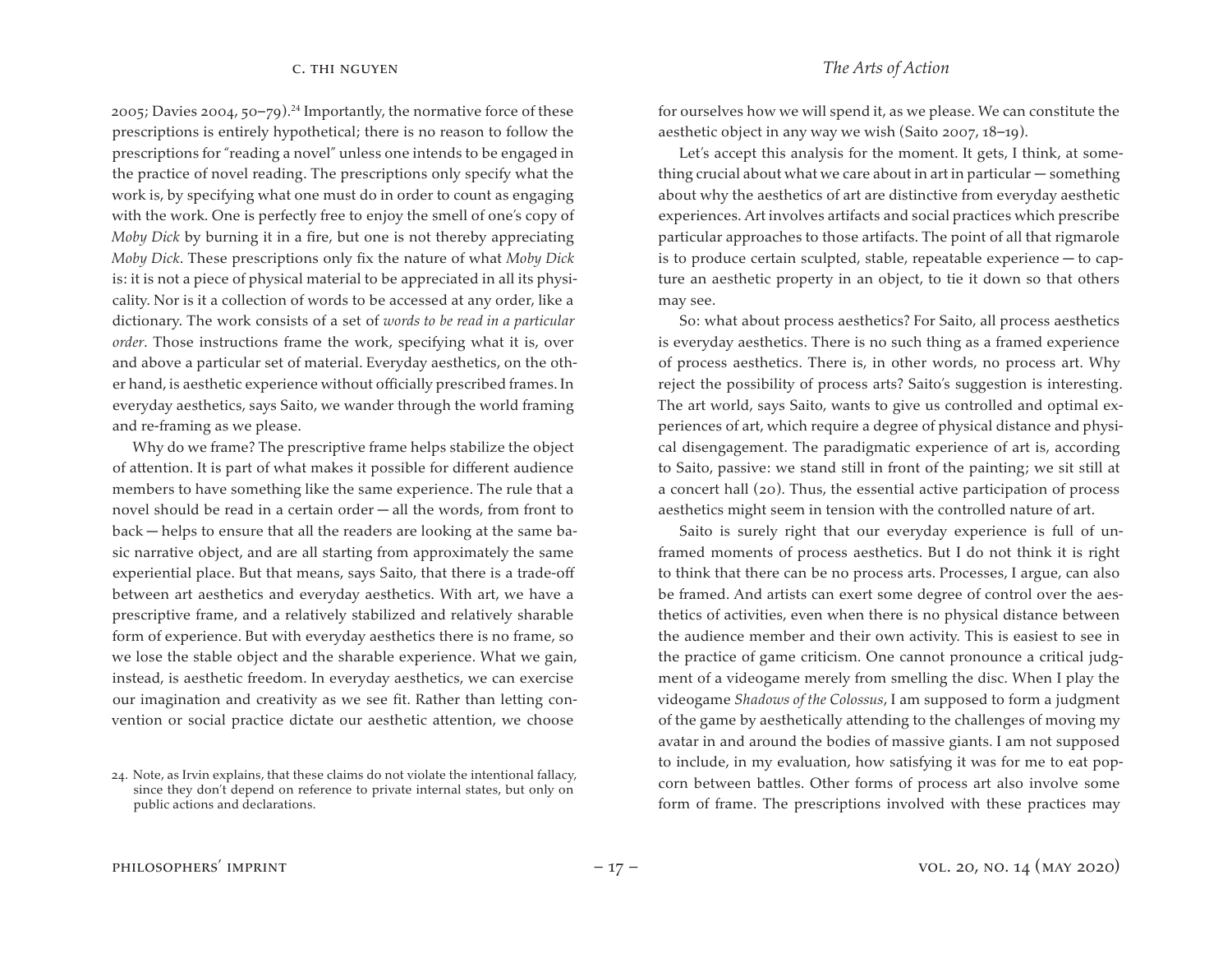2005; Davies 2004, 50–79).[24] Importantly, the normative force of these prescriptions is entirely hypothetical; there is no reason to follow the prescriptions for "reading a novel" unless one intends to be engaged in the practice of novel reading. The prescriptions only specify what the work is, by specifying what one must do in order to count as engaging with the work. One is perfectly free to enjoy the smell of one's copy of *Moby Dick* by burning it in a fire, but one is not thereby appreciating *Moby Dick*. These prescriptions only fix the nature of what *Moby Dick* is: it is not a piece of physical material to be appreciated in all its physicality. Nor is it a collection of words to be accessed at any order, like a dictionary. The work consists of a set of *words to be read in a particular order*. Those instructions frame the work, specifying what it is, over and above a particular set of material. Everyday aesthetics, on the other hand, is aesthetic experience without officially prescribed frames. In everyday aesthetics, says Saito, we wander through the world framing and re-framing as we please.

Why do we frame? The prescriptive frame helps stabilize the object of attention. It is part of what makes it possible for different audience members to have something like the same experience. The rule that a novel should be read in a certain order — all the words, from front to back — helps to ensure that all the readers are looking at the same basic narrative object, and are all starting from approximately the same experiential place. But that means, says Saito, that there is a trade-off between art aesthetics and everyday aesthetics. With art, we have a prescriptive frame, and a relatively stabilized and relatively sharable form of experience. But with everyday aesthetics there is no frame, so we lose the stable object and the sharable experience. What we gain, instead, is aesthetic freedom. In everyday aesthetics, we can exercise our imagination and creativity as we see fit. Rather than letting convention or social practice dictate our aesthetic attention, we choose for ourselves how we will spend it, as we please. We can constitute the aesthetic object in any way we wish (Saito 2007, 18–19).

Let's accept this analysis for the moment. It gets, I think, at something crucial about what we care about in art in particular — something about why the aesthetics of art are distinctive from everyday aesthetic experiences. Art involves artifacts and social practices which prescribe particular approaches to those artifacts. The point of all that rigmarole is to produce certain sculpted, stable, repeatable experience — to capture an aesthetic property in an object, to tie it down so that others may see.

So: what about process aesthetics? For Saito, all process aesthetics is everyday aesthetics. There is no such thing as a framed experience of process aesthetics. There is, in other words, no process art. Why reject the possibility of process arts? Saito's suggestion is interesting. The art world, says Saito, wants to give us controlled and optimal experiences of art, which require a degree of physical distance and physical disengagement. The paradigmatic experience of art is, according to Saito, passive: we stand still in front of the painting; we sit still at a concert hall (20). Thus, the essential active participation of process aesthetics might seem in tension with the controlled nature of art.

Saito is surely right that our everyday experience is full of unframed moments of process aesthetics. But I do not think it is right to think that there can be no process arts. Processes, I argue, can also be framed. And artists can exert some degree of control over the aesthetics of activities, even when there is no physical distance between the audience member and their own activity. This is easiest to see in the practice of game criticism. One cannot pronounce a critical judgment of a videogame merely from smelling the disc. When I play the videogame *Shadows of the Colossus*, I am supposed to form a judgment of the game by aesthetically attending to the challenges of moving my avatar in and around the bodies of massive giants. I am not supposed to include, in my evaluation, how satisfying it was for me to eat popcorn between battles. Other forms of process art also involve some form of frame. The prescriptions involved with these practices may

24. Note, as Irvin explains, that these claims do not violate the intentional fallacy, since they don't depend on reference to private internal states, but only on public actions and declarations.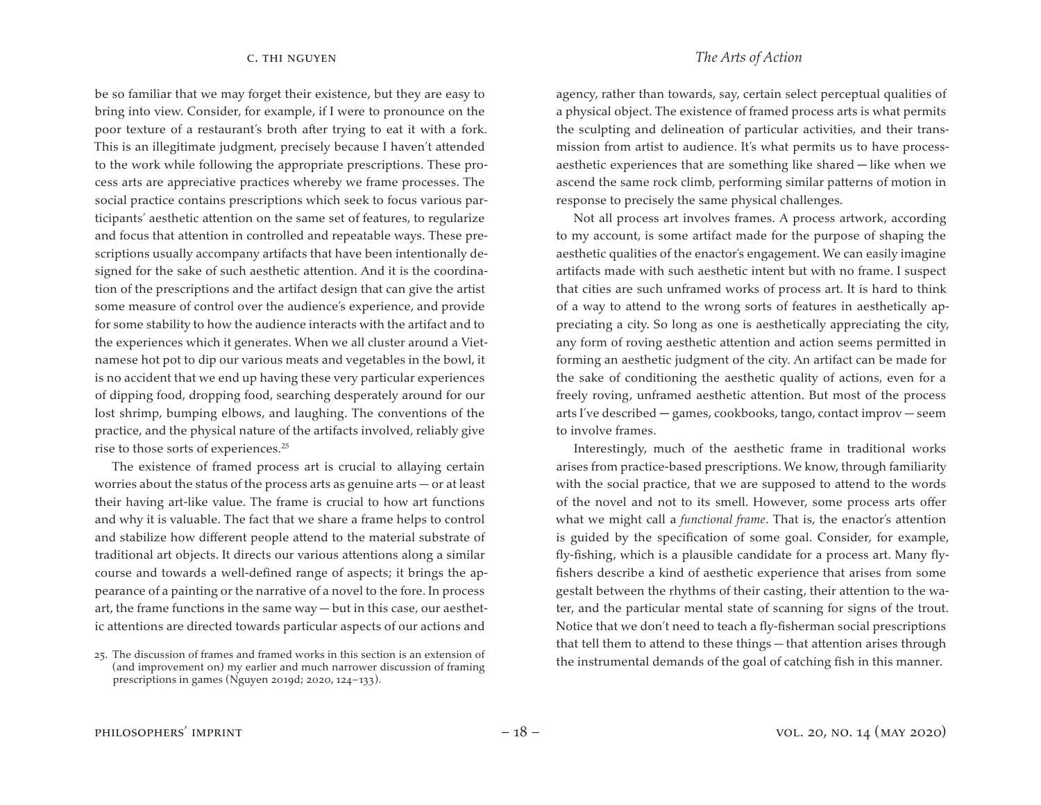be so familiar that we may forget their existence, but they are easy to bring into view. Consider, for example, if I were to pronounce on the poor texture of a restaurant's broth after trying to eat it with a fork. This is an illegitimate judgment, precisely because I haven't attended to the work while following the appropriate prescriptions. These process arts are appreciative practices whereby we frame processes. The social practice contains prescriptions which seek to focus various participants' aesthetic attention on the same set of features, to regularize and focus that attention in controlled and repeatable ways. These prescriptions usually accompany artifacts that have been intentionally designed for the sake of such aesthetic attention. And it is the coordination of the prescriptions and the artifact design that can give the artist some measure of control over the audience's experience, and provide for some stability to how the audience interacts with the artifact and to the experiences which it generates. When we all cluster around a Vietnamese hot pot to dip our various meats and vegetables in the bowl, it is no accident that we end up having these very particular experiences of dipping food, dropping food, searching desperately around for our lost shrimp, bumping elbows, and laughing. The conventions of the practice, and the physical nature of the artifacts involved, reliably give rise to those sorts of experiences.[25]

The existence of framed process art is crucial to allaying certain worries about the status of the process arts as genuine arts — or at least their having art-like value. The frame is crucial to how art functions and why it is valuable. The fact that we share a frame helps to control and stabilize how different people attend to the material substrate of traditional art objects. It directs our various attentions along a similar course and towards a well-defined range of aspects; it brings the appearance of a painting or the narrative of a novel to the fore. In process art, the frame functions in the same way — but in this case, our aesthetic attentions are directed towards particular aspects of our actions and agency, rather than towards, say, certain select perceptual qualities of a physical object. The existence of framed process arts is what permits the sculpting and delineation of particular activities, and their transmission from artist to audience. It's what permits us to have process-aesthetic experiences that are something like shared — like when we ascend the same rock climb, performing similar patterns of motion in response to precisely the same physical challenges.

Not all process art involves frames. A process artwork, according to my account, is some artifact made for the purpose of shaping the aesthetic qualities of the enactor's engagement. We can easily imagine artifacts made with such aesthetic intent but with no frame. I suspect that cities are such unframed works of process art. It is hard to think of a way to attend to the wrong sorts of features in aesthetically appreciating a city. So long as one is aesthetically appreciating the city, any form of roving aesthetic attention and action seems permitted in forming an aesthetic judgment of the city. An artifact can be made for the sake of conditioning the aesthetic quality of actions, even for a freely roving, unframed aesthetic attention. But most of the process arts I've described — games, cookbooks, tango, contact improv — seem to involve frames.

Interestingly, much of the aesthetic frame in traditional works arises from practice-based prescriptions. We know, through familiarity with the social practice, that we are supposed to attend to the words of the novel and not to its smell. However, some process arts offer what we might call a *functional frame*. That is, the enactor's attention is guided by the specification of some goal. Consider, for example, fly-fishing, which is a plausible candidate for a process art. Many fly-fishers describe a kind of aesthetic experience that arises from some gestalt between the rhythms of their casting, their attention to the water, and the particular mental state of scanning for signs of the trout. Notice that we don't need to teach a fly-fisherman social prescriptions that tell them to attend to these things — that attention arises through the instrumental demands of the goal of catching fish in this manner.

25. The discussion of frames and framed works in this section is an extension of (and improvement on) my earlier and much narrower discussion of framing prescriptions in games (Nguyen 2019d; 2020, 124–133).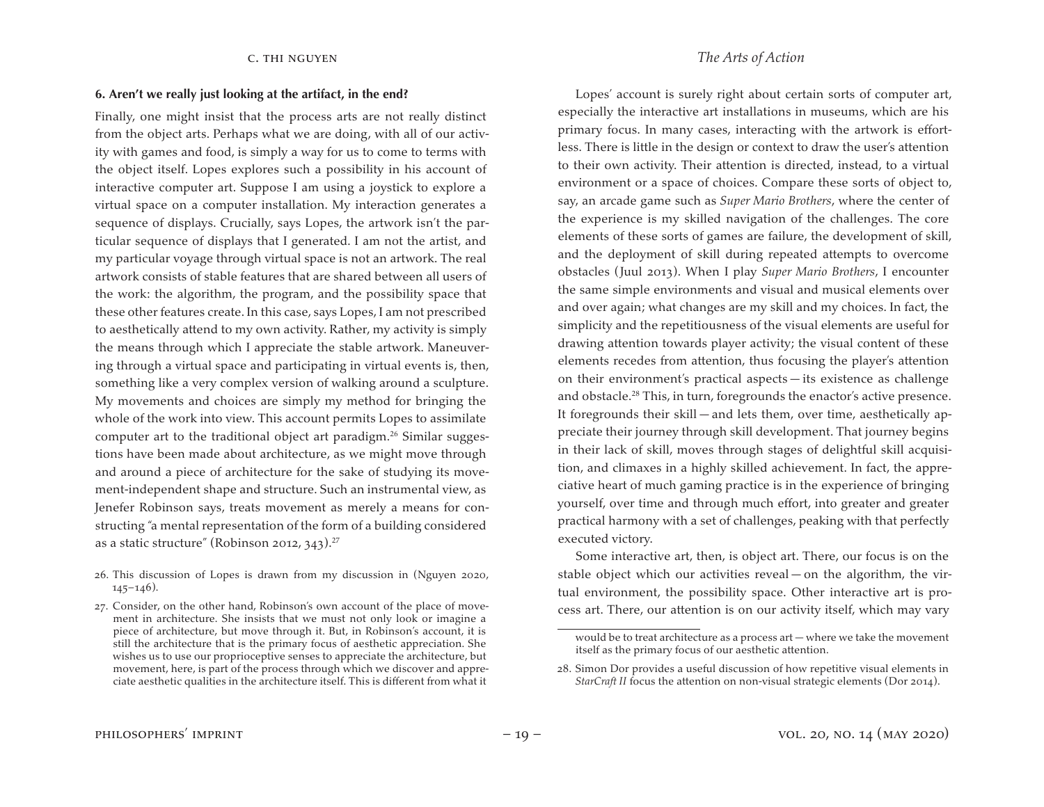**6. Aren't we really just looking at the artifact, in the end?**

Finally, one might insist that the process arts are not really distinct from the object arts. Perhaps what we are doing, with all of our activity with games and food, is simply a way for us to come to terms with the object itself. Lopes explores such a possibility in his account of interactive computer art. Suppose I am using a joystick to explore a virtual space on a computer installation. My interaction generates a sequence of displays. Crucially, says Lopes, the artwork isn't the particular sequence of displays that I generated. I am not the artist, and my particular voyage through virtual space is not an artwork. The real artwork consists of stable features that are shared between all users of the work: the algorithm, the program, and the possibility space that these other features create. In this case, says Lopes, I am not prescribed to aesthetically attend to my own activity. Rather, my activity is simply the means through which I appreciate the stable artwork. Maneuvering through a virtual space and participating in virtual events is, then, something like a very complex version of walking around a sculpture. My movements and choices are simply my method for bringing the whole of the work into view. This account permits Lopes to assimilate computer art to the traditional object art paradigm.[26] Similar suggestions have been made about architecture, as we might move through and around a piece of architecture for the sake of studying its movement-independent shape and structure. Such an instrumental view, as Jenefer Robinson says, treats movement as merely a means for constructing "a mental representation of the form of a building considered as a static structure" (Robinson 2012, 343).[27]

Lopes' account is surely right about certain sorts of computer art, especially the interactive art installations in museums, which are his primary focus. In many cases, interacting with the artwork is effortless. There is little in the design or context to draw the user's attention to their own activity. Their attention is directed, instead, to a virtual environment or a space of choices. Compare these sorts of object to, say, an arcade game such as *Super Mario Brothers*, where the center of the experience is my skilled navigation of the challenges. The core elements of these sorts of games are failure, the development of skill, and the deployment of skill during repeated attempts to overcome obstacles (Juul 2013). When I play *Super Mario Brothers*, I encounter the same simple environments and visual and musical elements over and over again; what changes are my skill and my choices. In fact, the simplicity and the repetitiousness of the visual elements are useful for drawing attention towards player activity; the visual content of these elements recedes from attention, thus focusing the player's attention on their environment's practical aspects — its existence as challenge and obstacle.[28] This, in turn, foregrounds the enactor's active presence. It foregrounds their skill — and lets them, over time, aesthetically appreciate their journey through skill development. That journey begins in their lack of skill, moves through stages of delightful skill acquisition, and climaxes in a highly skilled achievement. In fact, the appreciative heart of much gaming practice is in the experience of bringing yourself, over time and through much effort, into greater and greater practical harmony with a set of challenges, peaking with that perfectly executed victory.

Some interactive art, then, is object art. There, our focus is on the stable object which our activities reveal — on the algorithm, the virtual environment, the possibility space. Other interactive art is process art. There, our attention is on our activity itself, which may vary

26. This discussion of Lopes is drawn from my discussion in (Nguyen 2020, 145–146).

27. Consider, on the other hand, Robinson's own account of the place of movement in architecture. She insists that we must not only look or imagine a piece of architecture, but move through it. But, in Robinson's account, it is still the architecture that is the primary focus of aesthetic appreciation. She wishes us to use our proprioceptive senses to appreciate the architecture, but movement, here, is part of the process through which we discover and appreciate aesthetic qualities in the architecture itself. This is different from what it would be to treat architecture as a process art — where we take the movement itself as the primary focus of our aesthetic attention.

28. Simon Dor provides a useful discussion of how repetitive visual elements in *StarCraft II* focus the attention on non-visual strategic elements (Dor 2014).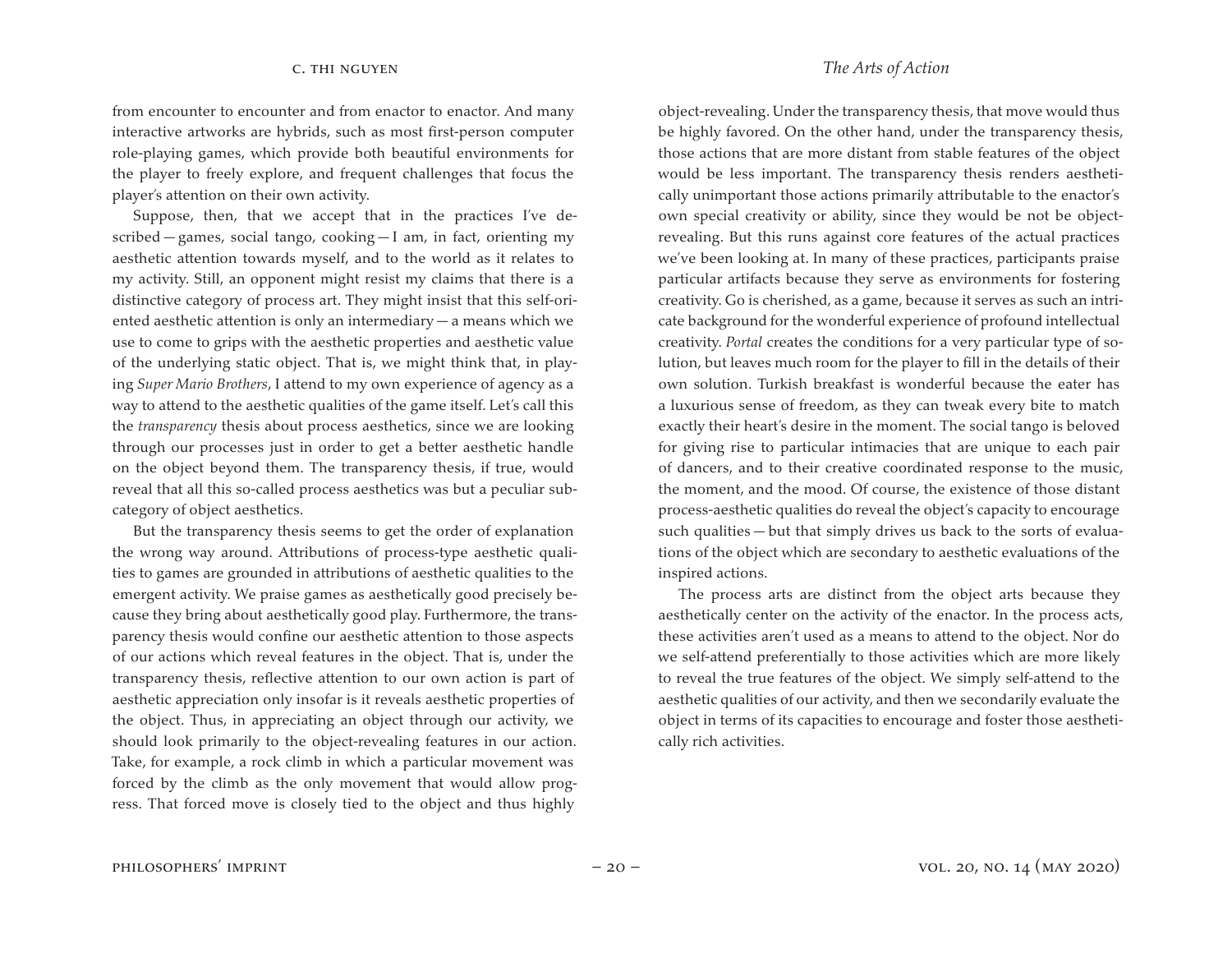from encounter to encounter and from enactor to enactor. And many interactive artworks are hybrids, such as most first-person computer role-playing games, which provide both beautiful environments for the player to freely explore, and frequent challenges that focus the player's attention on their own activity.

Suppose, then, that we accept that in the practices I've described — games, social tango, cooking — I am, in fact, orienting my aesthetic attention towards myself, and to the world as it relates to my activity. Still, an opponent might resist my claims that there is a distinctive category of process art. They might insist that this self-oriented aesthetic attention is only an intermediary — a means which we use to come to grips with the aesthetic properties and aesthetic value of the underlying static object. That is, we might think that, in playing *Super Mario Brothers*, I attend to my own experience of agency as a way to attend to the aesthetic qualities of the game itself. Let's call this the *transparency* thesis about process aesthetics, since we are looking through our processes just in order to get a better aesthetic handle on the object beyond them. The transparency thesis, if true, would reveal that all this so-called process aesthetics was but a peculiar subcategory of object aesthetics.

But the transparency thesis seems to get the order of explanation the wrong way around. Attributions of process-type aesthetic qualities to games are grounded in attributions of aesthetic qualities to the emergent activity. We praise games as aesthetically good precisely because they bring about aesthetically good play. Furthermore, the transparency thesis would confine our aesthetic attention to those aspects of our actions which reveal features in the object. That is, under the transparency thesis, reflective attention to our own action is part of aesthetic appreciation only insofar is it reveals aesthetic properties of the object. Thus, in appreciating an object through our activity, we should look primarily to the object-revealing features in our action. Take, for example, a rock climb in which a particular movement was forced by the climb as the only movement that would allow progress. That forced move is closely tied to the object and thus highly object-revealing. Under the transparency thesis, that move would thus be highly favored. On the other hand, under the transparency thesis, those actions that are more distant from stable features of the object would be less important. The transparency thesis renders aesthetically unimportant those actions primarily attributable to the enactor's own special creativity or ability, since they would be not be object-revealing. But this runs against core features of the actual practices we've been looking at. In many of these practices, participants praise particular artifacts because they serve as environments for fostering creativity. Go is cherished, as a game, because it serves as such an intricate background for the wonderful experience of profound intellectual creativity. *Portal* creates the conditions for a very particular type of solution, but leaves much room for the player to fill in the details of their own solution. Turkish breakfast is wonderful because the eater has a luxurious sense of freedom, as they can tweak every bite to match exactly their heart's desire in the moment. The social tango is beloved for giving rise to particular intimacies that are unique to each pair of dancers, and to their creative coordinated response to the music, the moment, and the mood. Of course, the existence of those distant process-aesthetic qualities do reveal the object's capacity to encourage such qualities — but that simply drives us back to the sorts of evaluations of the object which are secondary to aesthetic evaluations of the inspired actions.

The process arts are distinct from the object arts because they aesthetically center on the activity of the enactor. In the process acts, these activities aren't used as a means to attend to the object. Nor do we self-attend preferentially to those activities which are more likely to reveal the true features of the object. We simply self-attend to the aesthetic qualities of our activity, and then we secondarily evaluate the object in terms of its capacities to encourage and foster those aesthetically rich activities.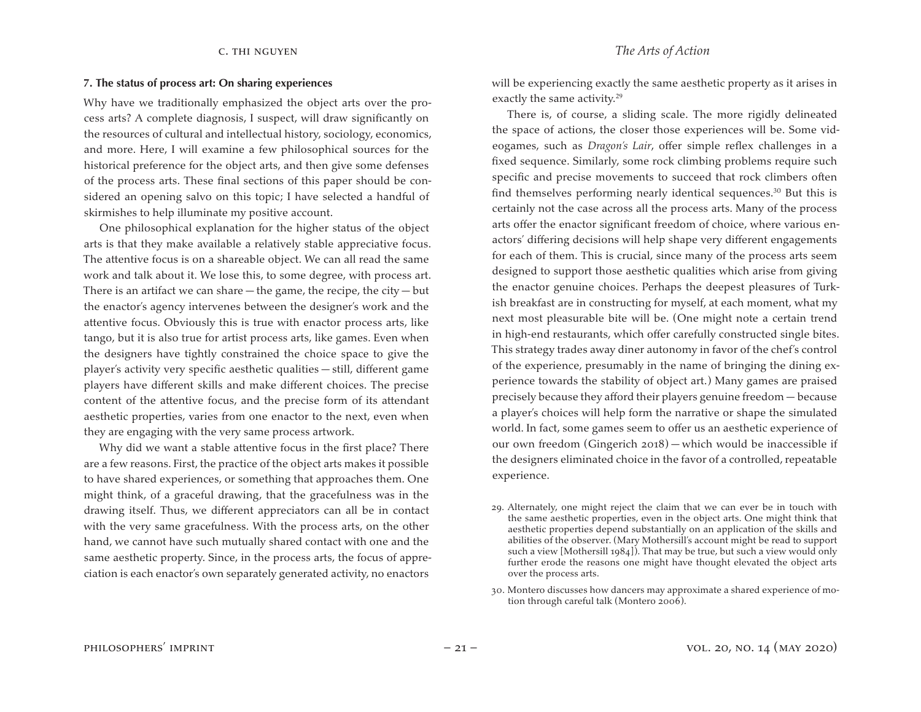### 7. The status of process art: On sharing experiences

Why have we traditionally emphasized the object arts over the process arts? A complete diagnosis, I suspect, will draw significantly on the resources of cultural and intellectual history, sociology, economics, and more. Here, I will examine a few philosophical sources for the historical preference for the object arts, and then give some defenses of the process arts. These final sections of this paper should be considered an opening salvo on this topic; I have selected a handful of skirmishes to help illuminate my positive account.

One philosophical explanation for the higher status of the object arts is that they make available a relatively stable appreciative focus. The attentive focus is on a shareable object. We can all read the same work and talk about it. We lose this, to some degree, with process art. There is an artifact we can share — the game, the recipe, the city — but the enactor's agency intervenes between the designer's work and the attentive focus. Obviously this is true with enactor process arts, like tango, but it is also true for artist process arts, like games. Even when the designers have tightly constrained the choice space to give the player's activity very specific aesthetic qualities — still, different game players have different skills and make different choices. The precise content of the attentive focus, and the precise form of its attendant aesthetic properties, varies from one enactor to the next, even when they are engaging with the very same process artwork.

Why did we want a stable attentive focus in the first place? There are a few reasons. First, the practice of the object arts makes it possible to have shared experiences, or something that approaches them. One might think, of a graceful drawing, that the gracefulness was in the drawing itself. Thus, we different appreciators can all be in contact with the very same gracefulness. With the process arts, on the other hand, we cannot have such mutually shared contact with one and the same aesthetic property. Since, in the process arts, the focus of appreciation is each enactor's own separately generated activity, no enactors will be experiencing exactly the same aesthetic property as it arises in exactly the same activity.[29]

There is, of course, a sliding scale. The more rigidly delineated the space of actions, the closer those experiences will be. Some videogames, such as *Dragon's Lair*, offer simple reflex challenges in a fixed sequence. Similarly, some rock climbing problems require such specific and precise movements to succeed that rock climbers often find themselves performing nearly identical sequences.[30] But this is certainly not the case across all the process arts. Many of the process arts offer the enactor significant freedom of choice, where various enactors' differing decisions will help shape very different engagements for each of them. This is crucial, since many of the process arts seem designed to support those aesthetic qualities which arise from giving the enactor genuine choices. Perhaps the deepest pleasures of Turkish breakfast are in constructing for myself, at each moment, what my next most pleasurable bite will be. (One might note a certain trend in high-end restaurants, which offer carefully constructed single bites. This strategy trades away diner autonomy in favor of the chef's control of the experience, presumably in the name of bringing the dining experience towards the stability of object art.) Many games are praised precisely because they afford their players genuine freedom — because a player's choices will help form the narrative or shape the simulated world. In fact, some games seem to offer us an aesthetic experience of our own freedom (Gingerich 2018) — which would be inaccessible if the designers eliminated choice in the favor of a controlled, repeatable experience.

29. Alternately, one might reject the claim that we can ever be in touch with the same aesthetic properties, even in the object arts. One might think that aesthetic properties depend substantially on an application of the skills and abilities of the observer. (Mary Mothersill's account might be read to support such a view [Mothersill 1984]). That may be true, but such a view would only further erode the reasons one might have thought elevated the object arts over the process arts.

30. Montero discusses how dancers may approximate a shared experience of motion through careful talk (Montero 2006).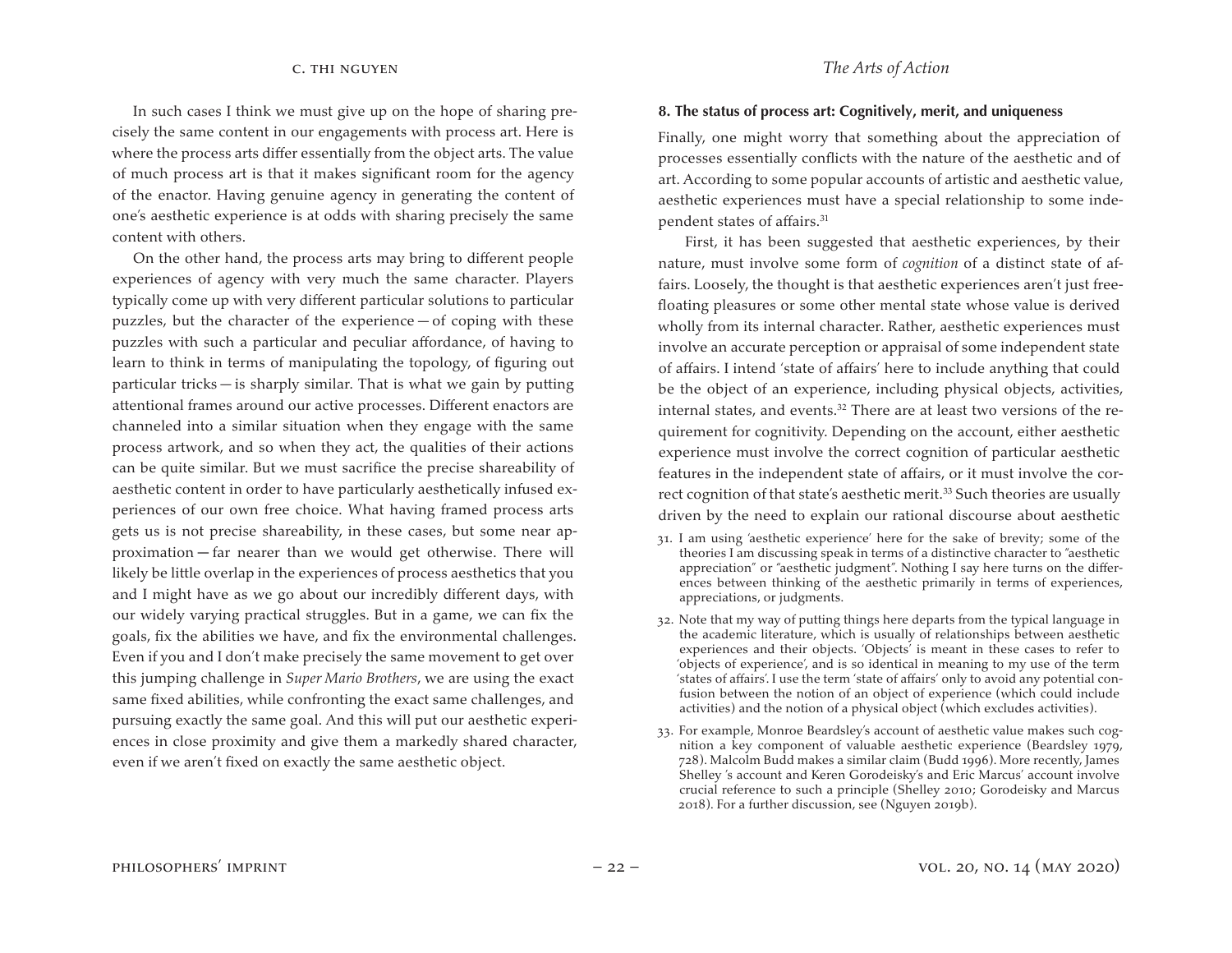In such cases I think we must give up on the hope of sharing precisely the same content in our engagements with process art. Here is where the process arts differ essentially from the object arts. The value of much process art is that it makes significant room for the agency of the enactor. Having genuine agency in generating the content of one's aesthetic experience is at odds with sharing precisely the same content with others.

On the other hand, the process arts may bring to different people experiences of agency with very much the same character. Players typically come up with very different particular solutions to particular puzzles, but the character of the experience — of coping with these puzzles with such a particular and peculiar affordance, of having to learn to think in terms of manipulating the topology, of figuring out particular tricks — is sharply similar. That is what we gain by putting attentional frames around our active processes. Different enactors are channeled into a similar situation when they engage with the same process artwork, and so when they act, the qualities of their actions can be quite similar. But we must sacrifice the precise shareability of aesthetic content in order to have particularly aesthetically infused experiences of our own free choice. What having framed process arts gets us is not precise shareability, in these cases, but some near approximation — far nearer than we would get otherwise. There will likely be little overlap in the experiences of process aesthetics that you and I might have as we go about our incredibly different days, with our widely varying practical struggles. But in a game, we can fix the goals, fix the abilities we have, and fix the environmental challenges. Even if you and I don't make precisely the same movement to get over this jumping challenge in *Super Mario Brothers*, we are using the exact same fixed abilities, while confronting the exact same challenges, and pursuing exactly the same goal. And this will put our aesthetic experiences in close proximity and give them a markedly shared character, even if we aren't fixed on exactly the same aesthetic object.

### 8. The status of process art: Cognitively, merit, and uniqueness

Finally, one might worry that something about the appreciation of processes essentially conflicts with the nature of the aesthetic and of art. According to some popular accounts of artistic and aesthetic value, aesthetic experiences must have a special relationship to some independent states of affairs.[31]

First, it has been suggested that aesthetic experiences, by their nature, must involve some form of *cognition* of a distinct state of affairs. Loosely, the thought is that aesthetic experiences aren't just free-floating pleasures or some other mental state whose value is derived wholly from its internal character. Rather, aesthetic experiences must involve an accurate perception or appraisal of some independent state of affairs. I intend 'state of affairs' here to include anything that could be the object of an experience, including physical objects, activities, internal states, and events.[32] There are at least two versions of the requirement for cognitivity. Depending on the account, either aesthetic experience must involve the correct cognition of particular aesthetic features in the independent state of affairs, or it must involve the correct cognition of that state's aesthetic merit.[33] Such theories are usually driven by the need to explain our rational discourse about aesthetic

31. I am using 'aesthetic experience' here for the sake of brevity; some of the theories I am discussing speak in terms of a distinctive character to "aesthetic appreciation" or "aesthetic judgment". Nothing I say here turns on the differences between thinking of the aesthetic primarily in terms of experiences, appreciations, or judgments.

32. Note that my way of putting things here departs from the typical language in the academic literature, which is usually of relationships between aesthetic experiences and their objects. 'Objects' is meant in these cases to refer to 'objects of experience', and is so identical in meaning to my use of the term 'states of affairs'. I use the term 'state of affairs' only to avoid any potential confusion between the notion of an object of experience (which could include activities) and the notion of a physical object (which excludes activities).

33. For example, Monroe Beardsley's account of aesthetic value makes such cognition a key component of valuable aesthetic experience (Beardsley 1979, 728). Malcolm Budd makes a similar claim (Budd 1996). More recently, James Shelley 's account and Keren Gorodeisky's and Eric Marcus' account involve crucial reference to such a principle (Shelley 2010; Gorodeisky and Marcus 2018). For a further discussion, see (Nguyen 2019b).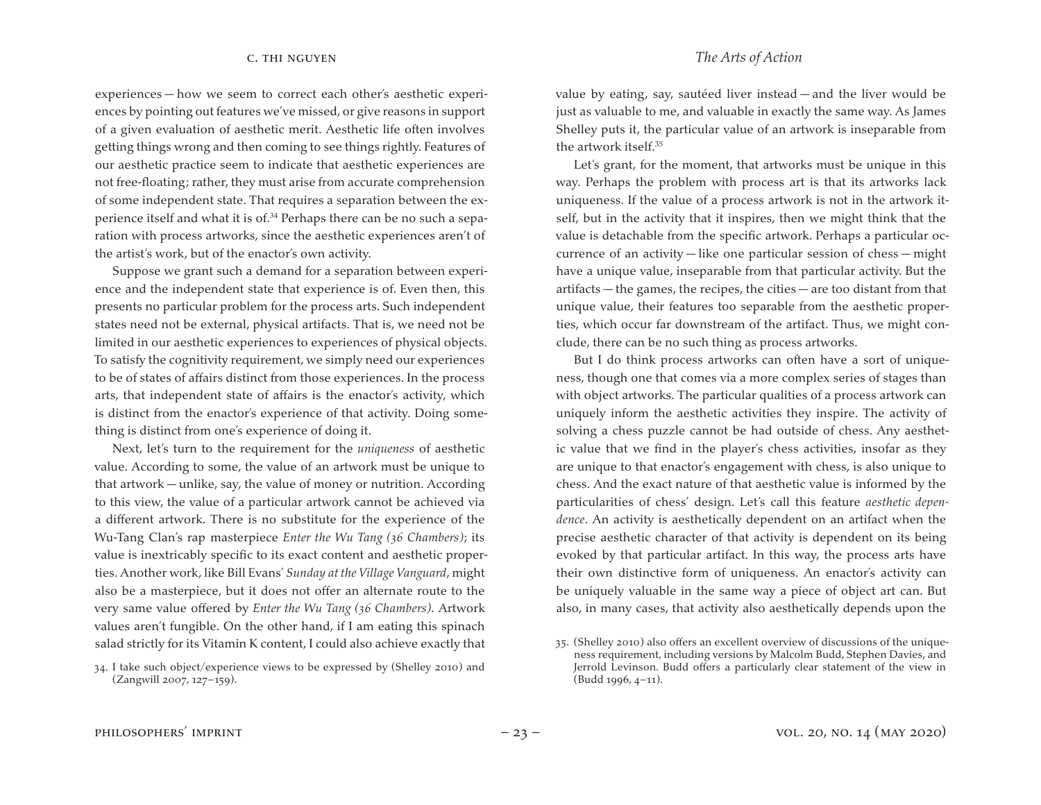experiences — how we seem to correct each other's aesthetic experiences by pointing out features we've missed, or give reasons in support of a given evaluation of aesthetic merit. Aesthetic life often involves getting things wrong and then coming to see things rightly. Features of our aesthetic practice seem to indicate that aesthetic experiences are not free-floating; rather, they must arise from accurate comprehension of some independent state. That requires a separation between the experience itself and what it is of.[34] Perhaps there can be no such a separation with process artworks, since the aesthetic experiences aren't of the artist's work, but of the enactor's own activity.

Suppose we grant such a demand for a separation between experience and the independent state that experience is of. Even then, this presents no particular problem for the process arts. Such independent states need not be external, physical artifacts. That is, we need not be limited in our aesthetic experiences to experiences of physical objects. To satisfy the cognitivity requirement, we simply need our experiences to be of states of affairs distinct from those experiences. In the process arts, that independent state of affairs is the enactor's activity, which is distinct from the enactor's experience of that activity. Doing something is distinct from one's experience of doing it.

Next, let's turn to the requirement for the *uniqueness* of aesthetic value. According to some, the value of an artwork must be unique to that artwork — unlike, say, the value of money or nutrition. According to this view, the value of a particular artwork cannot be achieved via a different artwork. There is no substitute for the experience of the Wu-Tang Clan's rap masterpiece *Enter the Wu Tang (36 Chambers)*; its value is inextricably specific to its exact content and aesthetic properties. Another work, like Bill Evans' *Sunday at the Village Vanguard*, might also be a masterpiece, but it does not offer an alternate route to the very same value offered by *Enter the Wu Tang (36 Chambers)*. Artwork values aren't fungible. On the other hand, if I am eating this spinach salad strictly for its Vitamin K content, I could also achieve exactly that value by eating, say, sautéed liver instead — and the liver would be just as valuable to me, and valuable in exactly the same way. As James Shelley puts it, the particular value of an artwork is inseparable from the artwork itself.[35]

Let's grant, for the moment, that artworks must be unique in this way. Perhaps the problem with process art is that its artworks lack uniqueness. If the value of a process artwork is not in the artwork itself, but in the activity that it inspires, then we might think that the value is detachable from the specific artwork. Perhaps a particular occurrence of an activity — like one particular session of chess — might have a unique value, inseparable from that particular activity. But the artifacts — the games, the recipes, the cities — are too distant from that unique value, their features too separable from the aesthetic properties, which occur far downstream of the artifact. Thus, we might conclude, there can be no such thing as process artworks.

But I do think process artworks can often have a sort of uniqueness, though one that comes via a more complex series of stages than with object artworks. The particular qualities of a process artwork can uniquely inform the aesthetic activities they inspire. The activity of solving a chess puzzle cannot be had outside of chess. Any aesthetic value that we find in the player's chess activities, insofar as they are unique to that enactor's engagement with chess, is also unique to chess. And the exact nature of that aesthetic value is informed by the particularities of chess' design. Let's call this feature *aesthetic dependence*. An activity is aesthetically dependent on an artifact when the precise aesthetic character of that activity is dependent on its being evoked by that particular artifact. In this way, the process arts have their own distinctive form of uniqueness. An enactor's activity can be uniquely valuable in the same way a piece of object art can. But also, in many cases, that activity also aesthetically depends upon the

34. I take such object/experience views to be expressed by (Shelley 2010) and (Zangwill 2007, 127–159).

35. (Shelley 2010) also offers an excellent overview of discussions of the uniqueness requirement, including versions by Malcolm Budd, Stephen Davies, and Jerrold Levinson. Budd offers a particularly clear statement of the view in (Budd 1996, 4–11).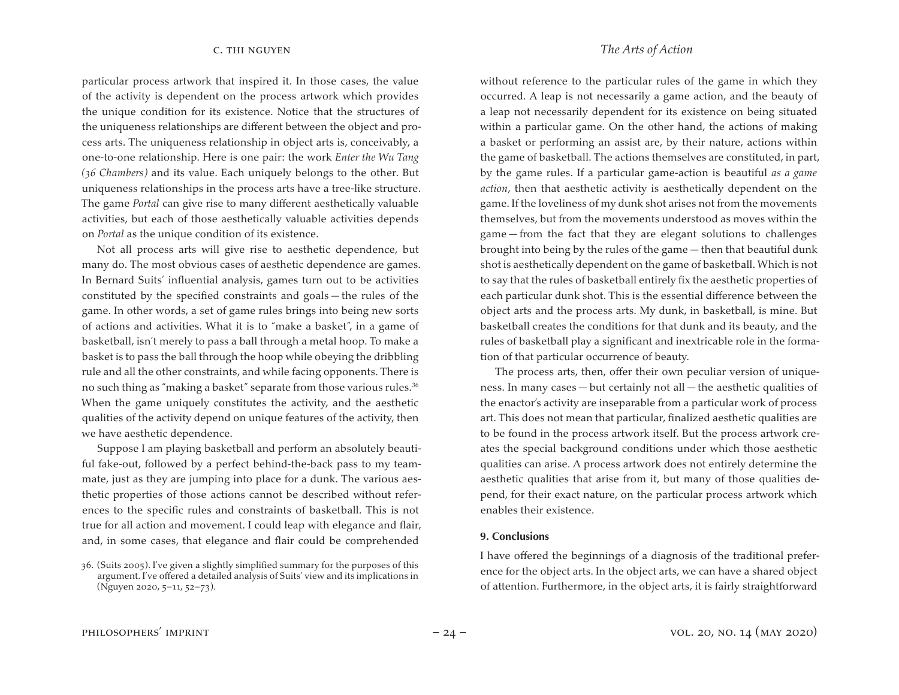particular process artwork that inspired it. In those cases, the value of the activity is dependent on the process artwork which provides the unique condition for its existence. Notice that the structures of the uniqueness relationships are different between the object and process arts. The uniqueness relationship in object arts is, conceivably, a one-to-one relationship. Here is one pair: the work *Enter the Wu Tang (36 Chambers)* and its value. Each uniquely belongs to the other. But uniqueness relationships in the process arts have a tree-like structure. The game *Portal* can give rise to many different aesthetically valuable activities, but each of those aesthetically valuable activities depends on *Portal* as the unique condition of its existence.

Not all process arts will give rise to aesthetic dependence, but many do. The most obvious cases of aesthetic dependence are games. In Bernard Suits' influential analysis, games turn out to be activities constituted by the specified constraints and goals — the rules of the game. In other words, a set of game rules brings into being new sorts of actions and activities. What it is to "make a basket", in a game of basketball, isn't merely to pass a ball through a metal hoop. To make a basket is to pass the ball through the hoop while obeying the dribbling rule and all the other constraints, and while facing opponents. There is no such thing as "making a basket" separate from those various rules.[36] When the game uniquely constitutes the activity, and the aesthetic qualities of the activity depend on unique features of the activity, then we have aesthetic dependence.

Suppose I am playing basketball and perform an absolutely beautiful fake-out, followed by a perfect behind-the-back pass to my teammate, just as they are jumping into place for a dunk. The various aesthetic properties of those actions cannot be described without references to the specific rules and constraints of basketball. This is not true for all action and movement. I could leap with elegance and flair, and, in some cases, that elegance and flair could be comprehended without reference to the particular rules of the game in which they occurred. A leap is not necessarily a game action, and the beauty of a leap not necessarily dependent for its existence on being situated within a particular game. On the other hand, the actions of making a basket or performing an assist are, by their nature, actions within the game of basketball. The actions themselves are constituted, in part, by the game rules. If a particular game-action is beautiful *as a game action*, then that aesthetic activity is aesthetically dependent on the game. If the loveliness of my dunk shot arises not from the movements themselves, but from the movements understood as moves within the game — from the fact that they are elegant solutions to challenges brought into being by the rules of the game — then that beautiful dunk shot is aesthetically dependent on the game of basketball. Which is not to say that the rules of basketball entirely fix the aesthetic properties of each particular dunk shot. This is the essential difference between the object arts and the process arts. My dunk, in basketball, is mine. But basketball creates the conditions for that dunk and its beauty, and the rules of basketball play a significant and inextricable role in the formation of that particular occurrence of beauty.

The process arts, then, offer their own peculiar version of uniqueness. In many cases — but certainly not all — the aesthetic qualities of the enactor's activity are inseparable from a particular work of process art. This does not mean that particular, finalized aesthetic qualities are to be found in the process artwork itself. But the process artwork creates the special background conditions under which those aesthetic qualities can arise. A process artwork does not entirely determine the aesthetic qualities that arise from it, but many of those qualities depend, for their exact nature, on the particular process artwork which enables their existence.

## 9. Conclusions

I have offered the beginnings of a diagnosis of the traditional preference for the object arts. In the object arts, we can have a shared object of attention. Furthermore, in the object arts, it is fairly straightforward

36. (Suits 2005). I've given a slightly simplified summary for the purposes of this argument. I've offered a detailed analysis of Suits' view and its implications in (Nguyen 2020, 5–11, 52–73).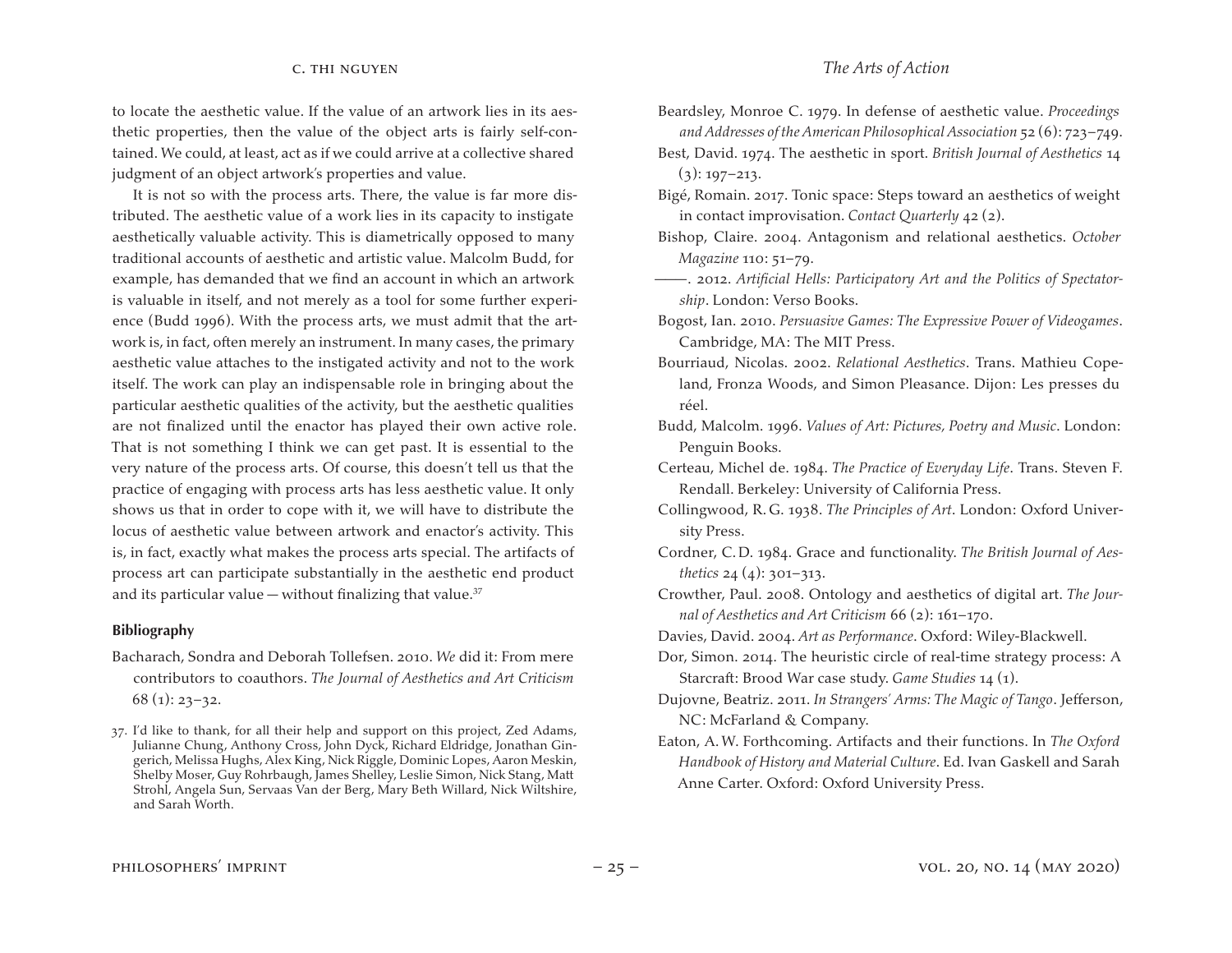to locate the aesthetic value. If the value of an artwork lies in its aesthetic properties, then the value of the object arts is fairly self-contained. We could, at least, act as if we could arrive at a collective shared judgment of an object artwork's properties and value.

It is not so with the process arts. There, the value is far more distributed. The aesthetic value of a work lies in its capacity to instigate aesthetically valuable activity. This is diametrically opposed to many traditional accounts of aesthetic and artistic value. Malcolm Budd, for example, has demanded that we find an account in which an artwork is valuable in itself, and not merely as a tool for some further experience (Budd 1996). With the process arts, we must admit that the artwork is, in fact, often merely an instrument. In many cases, the primary aesthetic value attaches to the instigated activity and not to the work itself. The work can play an indispensable role in bringing about the particular aesthetic qualities of the activity, but the aesthetic qualities are not finalized until the enactor has played their own active role. That is not something I think we can get past. It is essential to the very nature of the process arts. Of course, this doesn't tell us that the practice of engaging with process arts has less aesthetic value. It only shows us that in order to cope with it, we will have to distribute the locus of aesthetic value between artwork and enactor's activity. This is, in fact, exactly what makes the process arts special. The artifacts of process art can participate substantially in the aesthetic end product and its particular value — without finalizing that value.[37]

## Bibliography

Bacharach, Sondra and Deborah Tollefsen. 2010. *We* did it: From mere contributors to coauthors. *The Journal of Aesthetics and Art Criticism* 68 (1): 23–32.

Beardsley, Monroe C. 1979. In defense of aesthetic value. *Proceedings and Addresses of the American Philosophical Association* 52 (6): 723–749.

Best, David. 1974. The aesthetic in sport. *British Journal of Aesthetics* 14 (3): 197–213.

Bigé, Romain. 2017. Tonic space: Steps toward an aesthetics of weight in contact improvisation. *Contact Quarterly* 42 (2).

Bishop, Claire. 2004. Antagonism and relational aesthetics. *October Magazine* 110: 51–79.

——. 2012. *Artificial Hells: Participatory Art and the Politics of Spectatorship*. London: Verso Books.

Bogost, Ian. 2010. *Persuasive Games: The Expressive Power of Videogames*. Cambridge, MA: The MIT Press.

Bourriaud, Nicolas. 2002. *Relational Aesthetics*. Trans. Mathieu Copeland, Fronza Woods, and Simon Pleasance. Dijon: Les presses du réel.

Budd, Malcolm. 1996. *Values of Art: Pictures, Poetry and Music*. London: Penguin Books.

Certeau, Michel de. 1984. *The Practice of Everyday Life*. Trans. Steven F. Rendall. Berkeley: University of California Press.

Collingwood, R. G. 1938. *The Principles of Art*. London: Oxford University Press.

Cordner, C. D. 1984. Grace and functionality. *The British Journal of Aesthetics* 24 (4): 301–313.

Crowther, Paul. 2008. Ontology and aesthetics of digital art. *The Journal of Aesthetics and Art Criticism* 66 (2): 161–170.

Davies, David. 2004. *Art as Performance*. Oxford: Wiley-Blackwell.

Dor, Simon. 2014. The heuristic circle of real-time strategy process: A Starcraft: Brood War case study. *Game Studies* 14 (1).

Dujovne, Beatriz. 2011. *In Strangers' Arms: The Magic of Tango*. Jefferson, NC: McFarland & Company.

Eaton, A. W. Forthcoming. Artifacts and their functions. In *The Oxford Handbook of History and Material Culture*. Ed. Ivan Gaskell and Sarah Anne Carter. Oxford: Oxford University Press.

37. I'd like to thank, for all their help and support on this project, Zed Adams, Julianne Chung, Anthony Cross, John Dyck, Richard Eldridge, Jonathan Gingerich, Melissa Hughs, Alex King, Nick Riggle, Dominic Lopes, Aaron Meskin, Shelby Moser, Guy Rohrbaugh, James Shelley, Leslie Simon, Nick Stang, Matt Strohl, Angela Sun, Servaas Van der Berg, Mary Beth Willard, Nick Wiltshire, and Sarah Worth.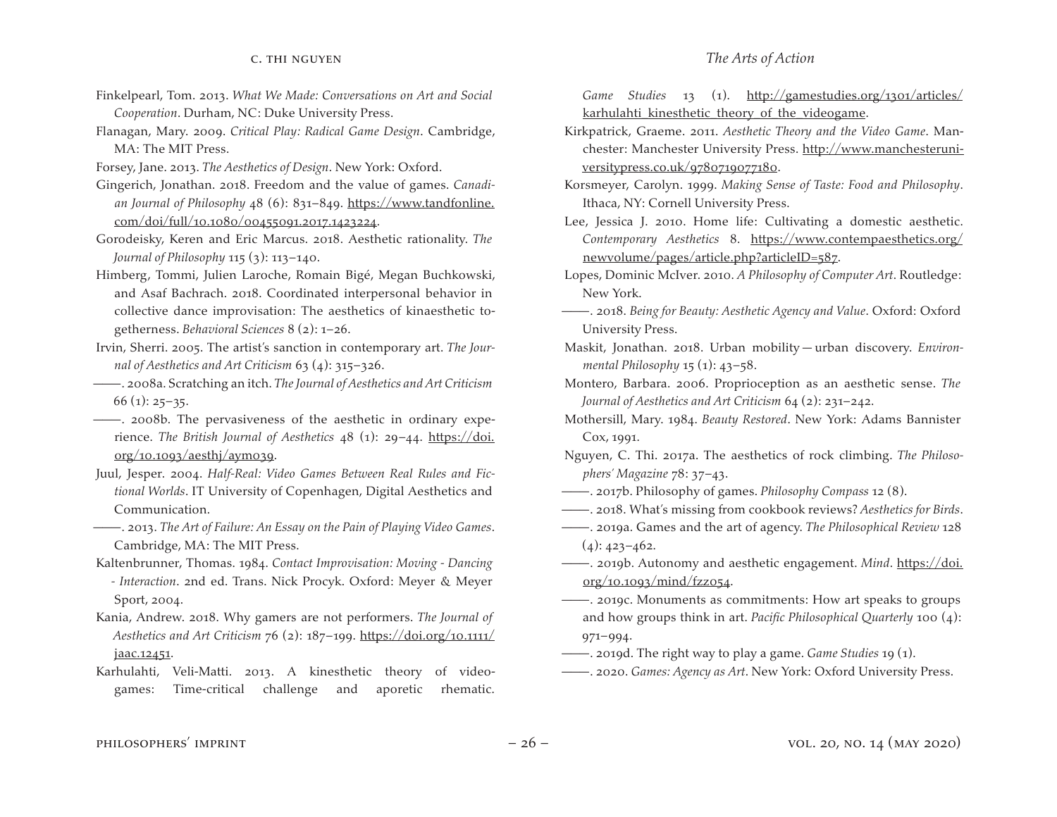Finkelpearl, Tom. 2013. *What We Made: Conversations on Art and Social Cooperation*. Durham, NC: Duke University Press.

Flanagan, Mary. 2009. *Critical Play: Radical Game Design*. Cambridge, MA: The MIT Press.

Forsey, Jane. 2013. *The Aesthetics of Design*. New York: Oxford.

Gingerich, Jonathan. 2018. Freedom and the value of games. *Canadian Journal of Philosophy* 48 (6): 831–849. https://www.tandfonline.com/doi/full/10.1080/00455091.2017.1423224.

Gorodeisky, Keren and Eric Marcus. 2018. Aesthetic rationality. *The Journal of Philosophy* 115 (3): 113–140.

Himberg, Tommi, Julien Laroche, Romain Bigé, Megan Buchkowski, and Asaf Bachrach. 2018. Coordinated interpersonal behavior in collective dance improvisation: The aesthetics of kinaesthetic togetherness. *Behavioral Sciences* 8 (2): 1–26.

Irvin, Sherri. 2005. The artist's sanction in contemporary art. *The Journal of Aesthetics and Art Criticism* 63 (4): 315–326.

——. 2008a. Scratching an itch. *The Journal of Aesthetics and Art Criticism* 66 (1): 25–35.

——. 2008b. The pervasiveness of the aesthetic in ordinary experience. *The British Journal of Aesthetics* 48 (1): 29–44. https://doi.org/10.1093/aesthj/aym039.

Juul, Jesper. 2004. *Half-Real: Video Games Between Real Rules and Fictional Worlds*. IT University of Copenhagen, Digital Aesthetics and Communication.

——. 2013. *The Art of Failure: An Essay on the Pain of Playing Video Games*. Cambridge, MA: The MIT Press.

Kaltenbrunner, Thomas. 1984. *Contact Improvisation: Moving - Dancing - Interaction*. 2nd ed. Trans. Nick Procyk. Oxford: Meyer & Meyer Sport, 2004.

Kania, Andrew. 2018. Why gamers are not performers. *The Journal of Aesthetics and Art Criticism* 76 (2): 187–199. https://doi.org/10.1111/jaac.12451.

Karhulahti, Veli-Matti. 2013. A kinesthetic theory of videogames: Time-critical challenge and aporetic rhematic. *Game Studies* 13 (1). http://gamestudies.org/1301/articles/karhulahti_kinesthetic_theory_of_the_videogame.

Kirkpatrick, Graeme. 2011. *Aesthetic Theory and the Video Game*. Manchester: Manchester University Press. http://www.manchesteruniversitypress.co.uk/9780719077180.

Korsmeyer, Carolyn. 1999. *Making Sense of Taste: Food and Philosophy*. Ithaca, NY: Cornell University Press.

Lee, Jessica J. 2010. Home life: Cultivating a domestic aesthetic. *Contemporary Aesthetics* 8. https://www.contempaesthetics.org/newvolume/pages/article.php?articleID=587.

Lopes, Dominic McIver. 2010. *A Philosophy of Computer Art*. Routledge: New York.

——. 2018. *Being for Beauty: Aesthetic Agency and Value*. Oxford: Oxford University Press.

Maskit, Jonathan. 2018. Urban mobility — urban discovery. *Environmental Philosophy* 15 (1): 43–58.

Montero, Barbara. 2006. Proprioception as an aesthetic sense. *The Journal of Aesthetics and Art Criticism* 64 (2): 231–242.

Mothersill, Mary. 1984. *Beauty Restored*. New York: Adams Bannister Cox, 1991.

Nguyen, C. Thi. 2017a. The aesthetics of rock climbing. *The Philosophers' Magazine* 78: 37–43.

——. 2017b. Philosophy of games. *Philosophy Compass* 12 (8).

——. 2018. What's missing from cookbook reviews? *Aesthetics for Birds*.

——. 2019a. Games and the art of agency. *The Philosophical Review* 128 (4): 423–462.

——. 2019b. Autonomy and aesthetic engagement. *Mind*. https://doi.org/10.1093/mind/fzz054.

——. 2019c. Monuments as commitments: How art speaks to groups and how groups think in art. *Pacific Philosophical Quarterly* 100 (4): 971–994.

——. 2019d. The right way to play a game. *Game Studies* 19 (1).

——. 2020. *Games: Agency as Art*. New York: Oxford University Press.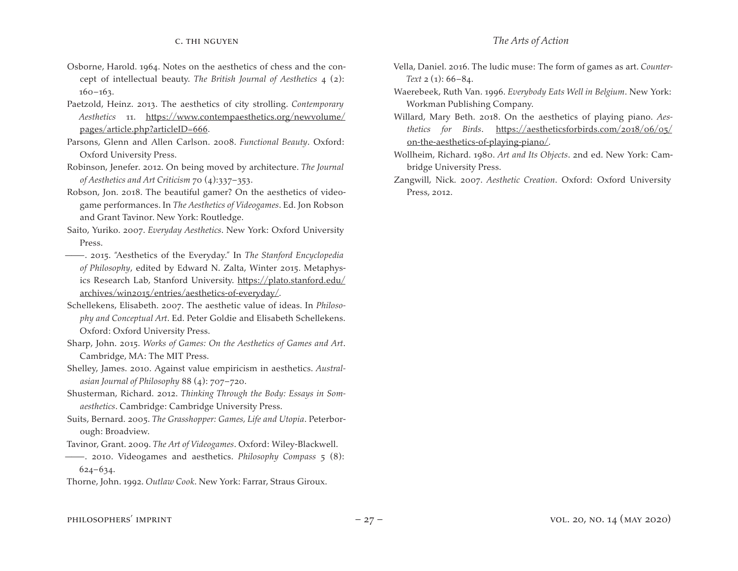Osborne, Harold. 1964. Notes on the aesthetics of chess and the concept of intellectual beauty. *The British Journal of Aesthetics* 4 (2): 160–163.

Paetzold, Heinz. 2013. The aesthetics of city strolling. *Contemporary Aesthetics* 11. https://www.contempaesthetics.org/newvolume/pages/article.php?articleID=666.

Parsons, Glenn and Allen Carlson. 2008. *Functional Beauty*. Oxford: Oxford University Press.

Robinson, Jenefer. 2012. On being moved by architecture. *The Journal of Aesthetics and Art Criticism* 70 (4):337–353.

Robson, Jon. 2018. The beautiful gamer? On the aesthetics of videogame performances. In *The Aesthetics of Videogames*. Ed. Jon Robson and Grant Tavinor. New York: Routledge.

Saito, Yuriko. 2007. *Everyday Aesthetics*. New York: Oxford University Press.

——. 2015. "Aesthetics of the Everyday." In *The Stanford Encyclopedia of Philosophy*, edited by Edward N. Zalta, Winter 2015. Metaphysics Research Lab, Stanford University. https://plato.stanford.edu/archives/win2015/entries/aesthetics-of-everyday/.

Schellekens, Elisabeth. 2007. The aesthetic value of ideas. In *Philosophy and Conceptual Art*. Ed. Peter Goldie and Elisabeth Schellekens. Oxford: Oxford University Press.

Sharp, John. 2015. *Works of Games: On the Aesthetics of Games and Art*. Cambridge, MA: The MIT Press.

Shelley, James. 2010. Against value empiricism in aesthetics. *Australasian Journal of Philosophy* 88 (4): 707–720.

Shusterman, Richard. 2012. *Thinking Through the Body: Essays in Somaesthetics*. Cambridge: Cambridge University Press.

Suits, Bernard. 2005. *The Grasshopper: Games, Life and Utopia*. Peterborough: Broadview.

Tavinor, Grant. 2009. *The Art of Videogames*. Oxford: Wiley-Blackwell.

——. 2010. Videogames and aesthetics. *Philosophy Compass* 5 (8): 624–634.

Thorne, John. 1992. *Outlaw Cook*. New York: Farrar, Straus Giroux.

Vella, Daniel. 2016. The ludic muse: The form of games as art. *CounterText* 2 (1): 66–84.

Waerebeek, Ruth Van. 1996. *Everybody Eats Well in Belgium*. New York: Workman Publishing Company.

Willard, Mary Beth. 2018. On the aesthetics of playing piano. *Aesthetics for Birds*. https://aestheticsforbirds.com/2018/06/05/on-the-aesthetics-of-playing-piano/.

Wollheim, Richard. 1980. *Art and Its Objects*. 2nd ed. New York: Cambridge University Press.

Zangwill, Nick. 2007. *Aesthetic Creation*. Oxford: Oxford University Press, 2012.